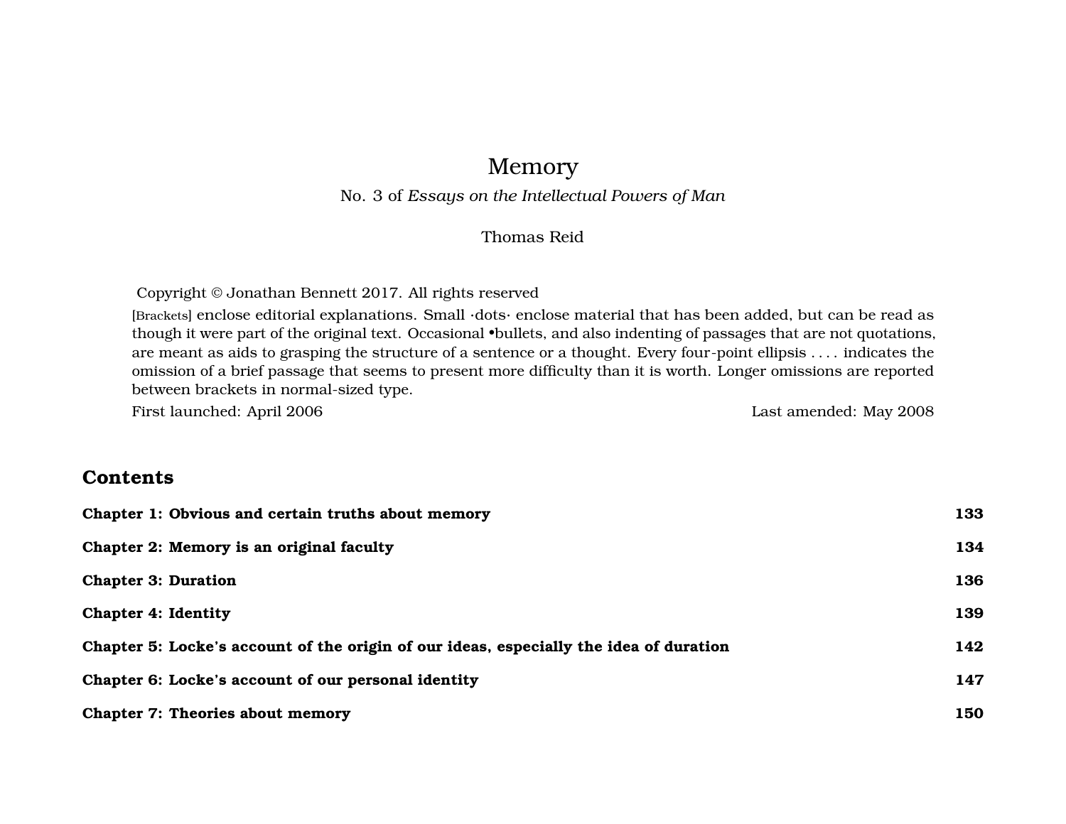# Memory

No. 3 of *Essays on the Intellectual Powers of Man*

Thomas Reid

Copyright © Jonathan Bennett 2017. All rights reserved

[Brackets] enclose editorial explanations. Small ·dots· enclose material that has been added, but can be read as though it were part of the original text. Occasional •bullets, and also indenting of passages that are not quotations, are meant as aids to grasping the structure of a sentence or a thought. Every four-point ellipsis . . . . indicates the omission of a brief passage that seems to present more difficulty than it is worth. Longer omissions are reported between brackets in normal-sized type.

First launched: April 2006 Last amended: May 2008

## Contents

**Chapter 1: Obvious and certain truths about memory** **133**

**Chapter 2: Memory is an original faculty** **134**

**Chapter 3: Duration** **136**

**Chapter 4: Identity** **139**

**Chapter 5: Locke's account of the origin of our ideas, especially the idea of duration** **142**

**Chapter 6: Locke's account of our personal identity** **147**

**Chapter 7: Theories about memory** **150**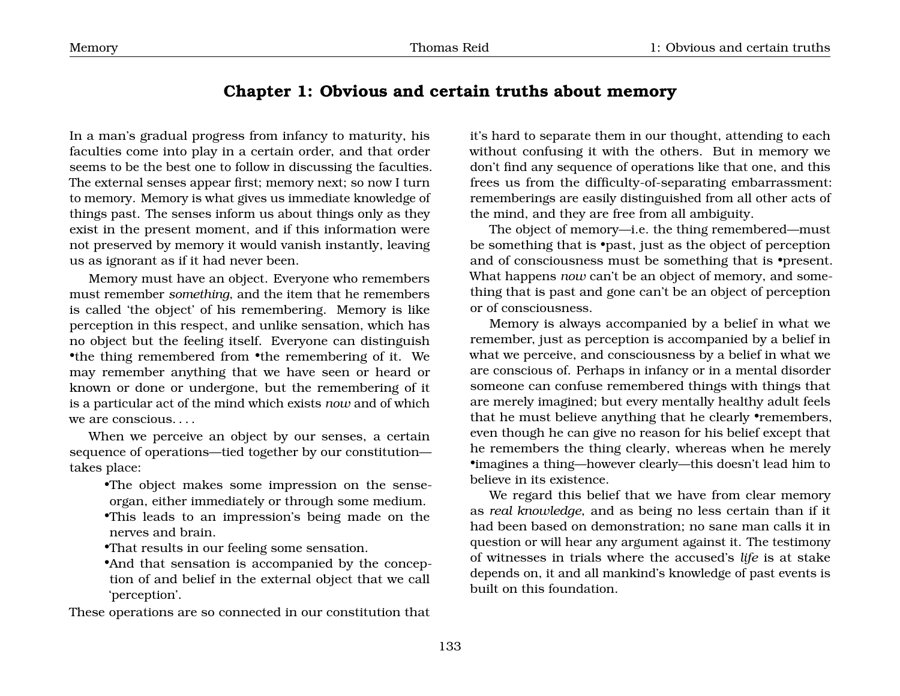## Chapter 1: Obvious and certain truths about memory

In a man's gradual progress from infancy to maturity, his faculties come into play in a certain order, and that order seems to be the best one to follow in discussing the faculties. The external senses appear first; memory next; so now I turn to memory. Memory is what gives us immediate knowledge of things past. The senses inform us about things only as they exist in the present moment, and if this information were not preserved by memory it would vanish instantly, leaving us as ignorant as if it had never been.

Memory must have an object. Everyone who remembers must remember *something*, and the item that he remembers is called 'the object' of his remembering. Memory is like perception in this respect, and unlike sensation, which has no object but the feeling itself. Everyone can distinguish •the thing remembered from •the remembering of it. We may remember anything that we have seen or heard or known or done or undergone, but the remembering of it is a particular act of the mind which exists *now* and of which we are conscious. . . .

When we perceive an object by our senses, a certain sequence of operations—tied together by our constitution—takes place:

- •The object makes some impression on the sense-organ, either immediately or through some medium.
- •This leads to an impression's being made on the nerves and brain.
- •That results in our feeling some sensation.
- •And that sensation is accompanied by the conception of and belief in the external object that we call 'perception'.

These operations are so connected in our constitution that it's hard to separate them in our thought, attending to each without confusing it with the others. But in memory we don't find any sequence of operations like that one, and this frees us from the difficulty-of-separating embarrassment: rememberings are easily distinguished from all other acts of the mind, and they are free from all ambiguity.

The object of memory—i.e. the thing remembered—must be something that is •past, just as the object of perception and of consciousness must be something that is •present. What happens *now* can't be an object of memory, and something that is past and gone can't be an object of perception or of consciousness.

Memory is always accompanied by a belief in what we remember, just as perception is accompanied by a belief in what we perceive, and consciousness by a belief in what we are conscious of. Perhaps in infancy or in a mental disorder someone can confuse remembered things with things that are merely imagined; but every mentally healthy adult feels that he must believe anything that he clearly •remembers, even though he can give no reason for his belief except that he remembers the thing clearly, whereas when he merely •imagines a thing—however clearly—this doesn't lead him to believe in its existence.

We regard this belief that we have from clear memory as *real knowledge*, and as being no less certain than if it had been based on demonstration; no sane man calls it in question or will hear any argument against it. The testimony of witnesses in trials where the accused's *life* is at stake depends on, it and all mankind's knowledge of past events is built on this foundation.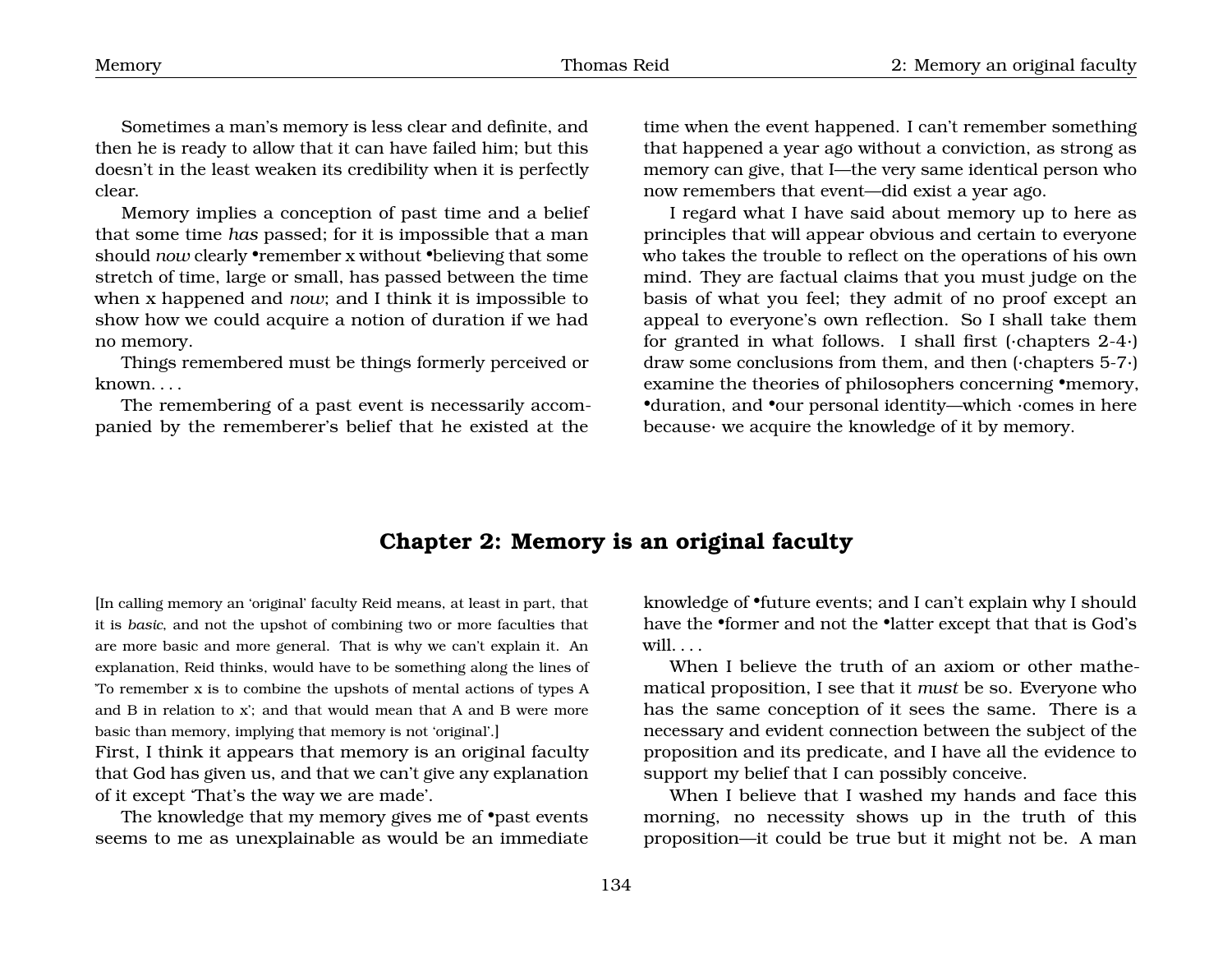Sometimes a man's memory is less clear and definite, and then he is ready to allow that it can have failed him; but this doesn't in the least weaken its credibility when it is perfectly clear.

Memory implies a conception of past time and a belief that some time *has* passed; for it is impossible that a man should *now* clearly •remember x without •believing that some stretch of time, large or small, has passed between the time when x happened and *now*; and I think it is impossible to show how we could acquire a notion of duration if we had no memory.

Things remembered must be things formerly perceived or known. . . .

The remembering of a past event is necessarily accompanied by the rememberer's belief that he existed at the time when the event happened. I can't remember something that happened a year ago without a conviction, as strong as memory can give, that I—the very same identical person who now remembers that event—did exist a year ago.

I regard what I have said about memory up to here as principles that will appear obvious and certain to everyone who takes the trouble to reflect on the operations of his own mind. They are factual claims that you must judge on the basis of what you feel; they admit of no proof except an appeal to everyone's own reflection. So I shall take them for granted in what follows. I shall first (·chapters 2-4·) draw some conclusions from them, and then (·chapters 5-7·) examine the theories of philosophers concerning •memory, •duration, and •our personal identity—which ·comes in here because· we acquire the knowledge of it by memory.

## Chapter 2: Memory is an original faculty

[In calling memory an 'original' faculty Reid means, at least in part, that it is *basic*, and not the upshot of combining two or more faculties that are more basic and more general. That is why we can't explain it. An explanation, Reid thinks, would have to be something along the lines of 'To remember x is to combine the upshots of mental actions of types A and B in relation to x'; and that would mean that A and B were more basic than memory, implying that memory is not 'original'.]

First, I think it appears that memory is an original faculty that God has given us, and that we can't give any explanation of it except 'That's the way we are made'.

The knowledge that my memory gives me of •past events seems to me as unexplainable as would be an immediate knowledge of •future events; and I can't explain why I should have the •former and not the •latter except that that is God's will. . . .

When I believe the truth of an axiom or other mathematical proposition, I see that it *must* be so. Everyone who has the same conception of it sees the same. There is a necessary and evident connection between the subject of the proposition and its predicate, and I have all the evidence to support my belief that I can possibly conceive.

When I believe that I washed my hands and face this morning, no necessity shows up in the truth of this proposition—it could be true but it might not be. A man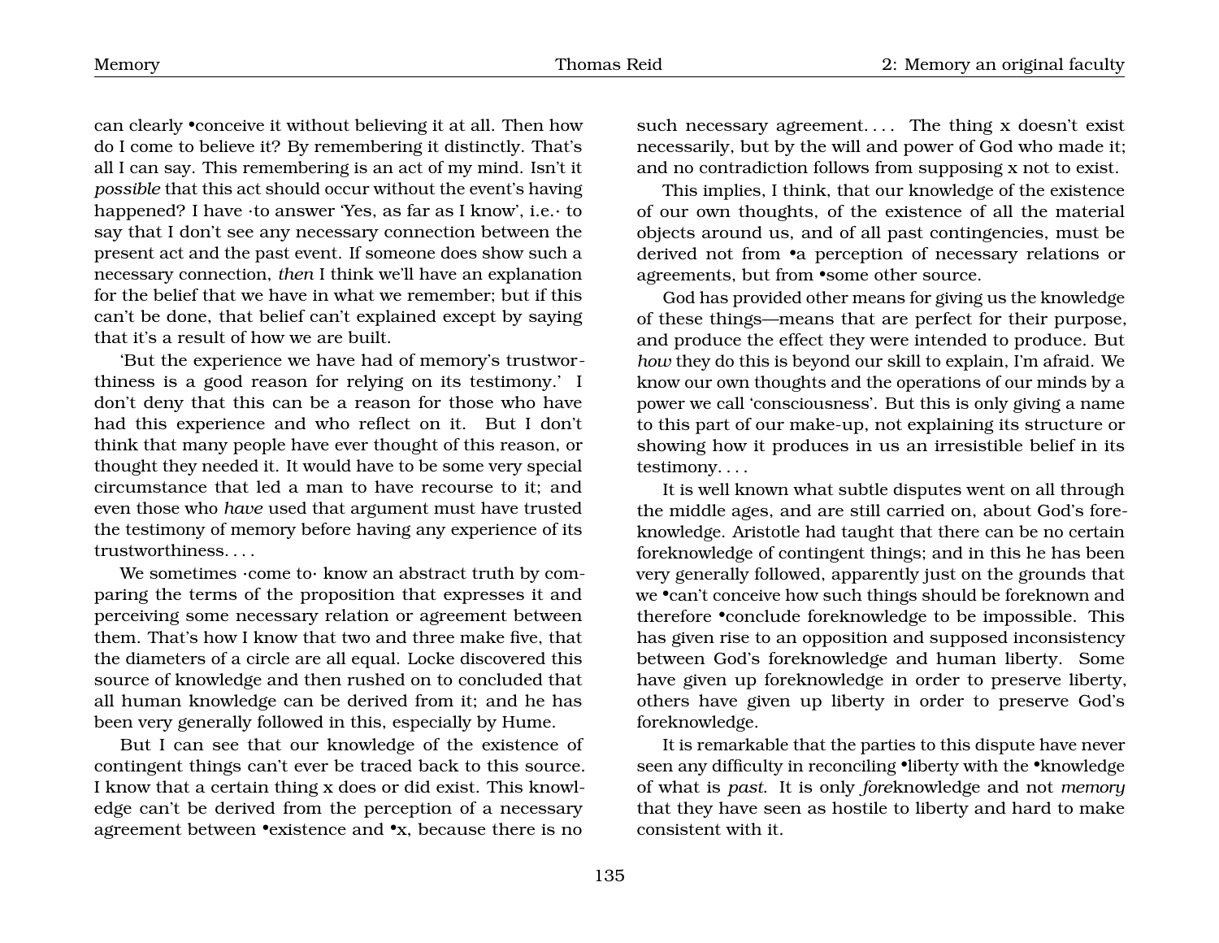can clearly •conceive it without believing it at all. Then how do I come to believe it? By remembering it distinctly. That's all I can say. This remembering is an act of my mind. Isn't it *possible* that this act should occur without the event's having happened? I have ·to answer 'Yes, as far as I know', i.e.· to say that I don't see any necessary connection between the present act and the past event. If someone does show such a necessary connection, *then* I think we'll have an explanation for the belief that we have in what we remember; but if this can't be done, that belief can't explained except by saying that it's a result of how we are built.

'But the experience we have had of memory's trustworthiness is a good reason for relying on its testimony.' I don't deny that this can be a reason for those who have had this experience and who reflect on it. But I don't think that many people have ever thought of this reason, or thought they needed it. It would have to be some very special circumstance that led a man to have recourse to it; and even those who *have* used that argument must have trusted the testimony of memory before having any experience of its trustworthiness. . . .

We sometimes ·come to· know an abstract truth by comparing the terms of the proposition that expresses it and perceiving some necessary relation or agreement between them. That's how I know that two and three make five, that the diameters of a circle are all equal. Locke discovered this source of knowledge and then rushed on to concluded that all human knowledge can be derived from it; and he has been very generally followed in this, especially by Hume.

But I can see that our knowledge of the existence of contingent things can't ever be traced back to this source. I know that a certain thing x does or did exist. This knowledge can't be derived from the perception of a necessary agreement between •existence and •x, because there is no such necessary agreement. . . . The thing x doesn't exist necessarily, but by the will and power of God who made it; and no contradiction follows from supposing x not to exist.

This implies, I think, that our knowledge of the existence of our own thoughts, of the existence of all the material objects around us, and of all past contingencies, must be derived not from •a perception of necessary relations or agreements, but from •some other source.

God has provided other means for giving us the knowledge of these things—means that are perfect for their purpose, and produce the effect they were intended to produce. But *how* they do this is beyond our skill to explain, I'm afraid. We know our own thoughts and the operations of our minds by a power we call 'consciousness'. But this is only giving a name to this part of our make-up, not explaining its structure or showing how it produces in us an irresistible belief in its testimony. . . .

It is well known what subtle disputes went on all through the middle ages, and are still carried on, about God's foreknowledge. Aristotle had taught that there can be no certain foreknowledge of contingent things; and in this he has been very generally followed, apparently just on the grounds that we •can't conceive how such things should be foreknown and therefore •conclude foreknowledge to be impossible. This has given rise to an opposition and supposed inconsistency between God's foreknowledge and human liberty. Some have given up foreknowledge in order to preserve liberty, others have given up liberty in order to preserve God's foreknowledge.

It is remarkable that the parties to this dispute have never seen any difficulty in reconciling •liberty with the •knowledge of what is *past*. It is only *fore*knowledge and not *memory* that they have seen as hostile to liberty and hard to make consistent with it.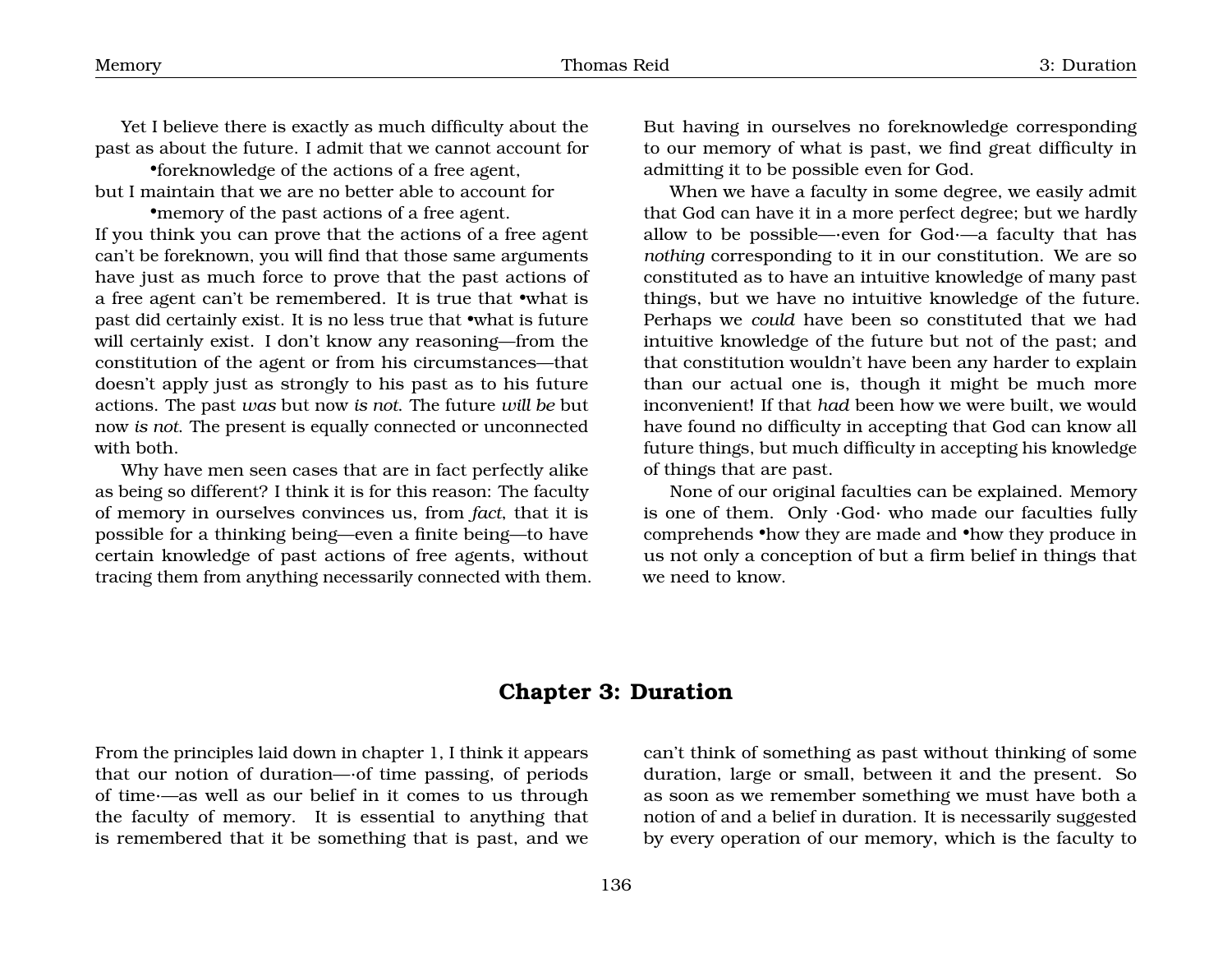Yet I believe there is exactly as much difficulty about the past as about the future. I admit that we cannot account for

•foreknowledge of the actions of a free agent,

but I maintain that we are no better able to account for

•memory of the past actions of a free agent.

If you think you can prove that the actions of a free agent can't be foreknown, you will find that those same arguments have just as much force to prove that the past actions of a free agent can't be remembered. It is true that •what is past did certainly exist. It is no less true that •what is future will certainly exist. I don't know any reasoning—from the constitution of the agent or from his circumstances—that doesn't apply just as strongly to his past as to his future actions. The past *was* but now *is not*. The future *will be* but now *is not*. The present is equally connected or unconnected with both.

Why have men seen cases that are in fact perfectly alike as being so different? I think it is for this reason: The faculty of memory in ourselves convinces us, from *fact*, that it is possible for a thinking being—even a finite being—to have certain knowledge of past actions of free agents, without tracing them from anything necessarily connected with them. But having in ourselves no foreknowledge corresponding to our memory of what is past, we find great difficulty in admitting it to be possible even for God.

When we have a faculty in some degree, we easily admit that God can have it in a more perfect degree; but we hardly allow to be possible—·even for God·—a faculty that has *nothing* corresponding to it in our constitution. We are so constituted as to have an intuitive knowledge of many past things, but we have no intuitive knowledge of the future. Perhaps we *could* have been so constituted that we had intuitive knowledge of the future but not of the past; and that constitution wouldn't have been any harder to explain than our actual one is, though it might be much more inconvenient! If that *had* been how we were built, we would have found no difficulty in accepting that God can know all future things, but much difficulty in accepting his knowledge of things that are past.

None of our original faculties can be explained. Memory is one of them. Only ·God· who made our faculties fully comprehends •how they are made and •how they produce in us not only a conception of but a firm belief in things that we need to know.

## Chapter 3: Duration

From the principles laid down in chapter 1, I think it appears that our notion of duration—·of time passing, of periods of time·—as well as our belief in it comes to us through the faculty of memory. It is essential to anything that is remembered that it be something that is past, and we can't think of something as past without thinking of some duration, large or small, between it and the present. So as soon as we remember something we must have both a notion of and a belief in duration. It is necessarily suggested by every operation of our memory, which is the faculty to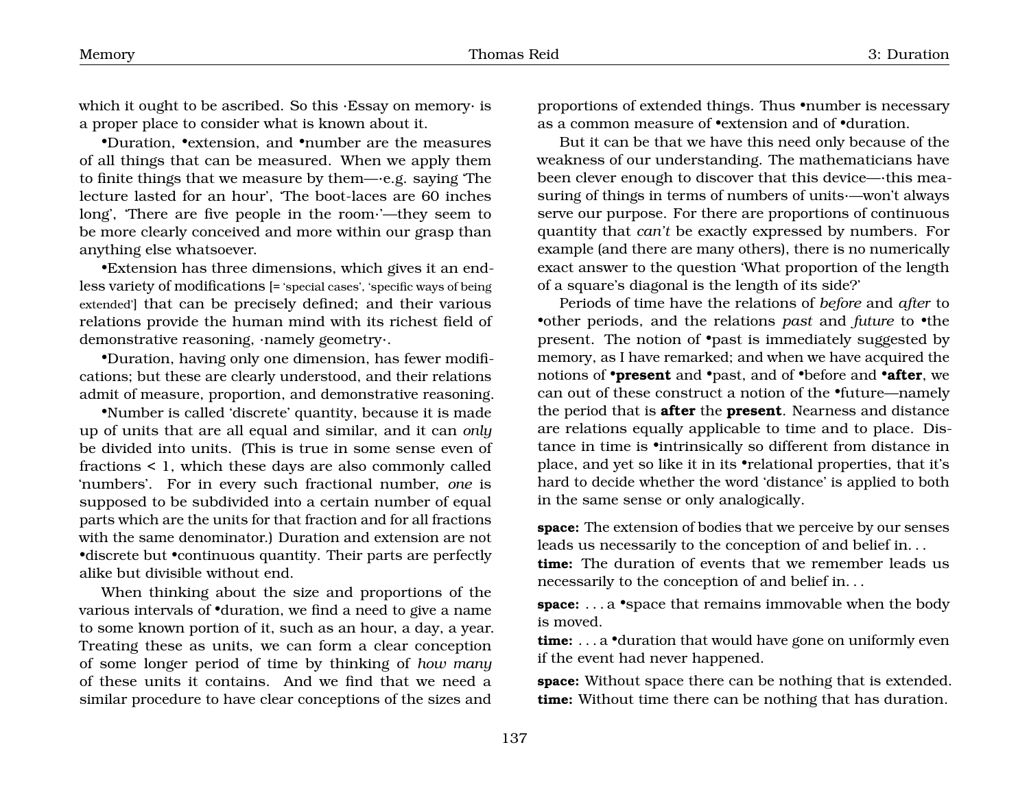which it ought to be ascribed. So this ·Essay on memory· is a proper place to consider what is known about it.

•Duration, •extension, and •number are the measures of all things that can be measured. When we apply them to finite things that we measure by them—·e.g. saying 'The lecture lasted for an hour', 'The boot-laces are 60 inches long', 'There are five people in the room·'—they seem to be more clearly conceived and more within our grasp than anything else whatsoever.

•Extension has three dimensions, which gives it an endless variety of modifications [= 'special cases', 'specific ways of being extended'] that can be precisely defined; and their various relations provide the human mind with its richest field of demonstrative reasoning, ·namely geometry·.

•Duration, having only one dimension, has fewer modifications; but these are clearly understood, and their relations admit of measure, proportion, and demonstrative reasoning.

•Number is called 'discrete' quantity, because it is made up of units that are all equal and similar, and it can *only* be divided into units. (This is true in some sense even of fractions < 1, which these days are also commonly called 'numbers'. For in every such fractional number, *one* is supposed to be subdivided into a certain number of equal parts which are the units for that fraction and for all fractions with the same denominator.) Duration and extension are not •discrete but •continuous quantity. Their parts are perfectly alike but divisible without end.

When thinking about the size and proportions of the various intervals of •duration, we find a need to give a name to some known portion of it, such as an hour, a day, a year. Treating these as units, we can form a clear conception of some longer period of time by thinking of *how many* of these units it contains. And we find that we need a similar procedure to have clear conceptions of the sizes and proportions of extended things. Thus •number is necessary as a common measure of •extension and of •duration.

But it can be that we have this need only because of the weakness of our understanding. The mathematicians have been clever enough to discover that this device—·this measuring of things in terms of numbers of units·—won't always serve our purpose. For there are proportions of continuous quantity that *can't* be exactly expressed by numbers. For example (and there are many others), there is no numerically exact answer to the question 'What proportion of the length of a square's diagonal is the length of its side?'

Periods of time have the relations of *before* and *after* to •other periods, and the relations *past* and *future* to •the present. The notion of •past is immediately suggested by memory, as I have remarked; and when we have acquired the notions of **•present** and •past, and of •before and **•after**, we can out of these construct a notion of the •future—namely the period that is **after** the **present**. Nearness and distance are relations equally applicable to time and to place. Distance in time is •intrinsically so different from distance in place, and yet so like it in its •relational properties, that it's hard to decide whether the word 'distance' is applied to both in the same sense or only analogically.

**space:** The extension of bodies that we perceive by our senses leads us necessarily to the conception of and belief in. . .
**time:** The duration of events that we remember leads us necessarily to the conception of and belief in. . .

**space:** . . . a •space that remains immovable when the body is moved.
**time:** . . . a •duration that would have gone on uniformly even if the event had never happened.

**space:** Without space there can be nothing that is extended.
**time:** Without time there can be nothing that has duration.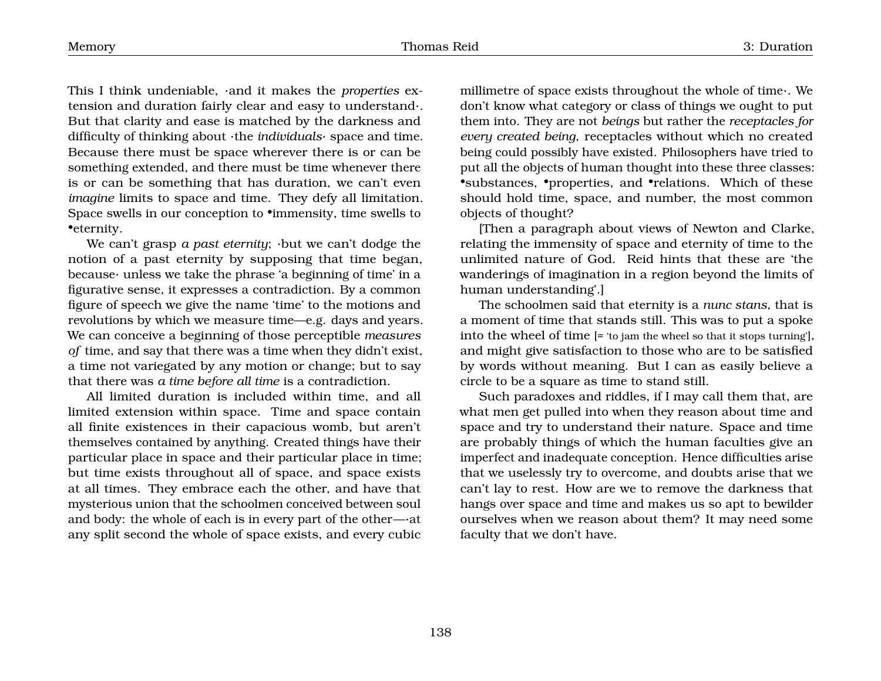This I think undeniable, ·and it makes the *properties* extension and duration fairly clear and easy to understand·. But that clarity and ease is matched by the darkness and difficulty of thinking about ·the *individuals*· space and time. Because there must be space wherever there is or can be something extended, and there must be time whenever there is or can be something that has duration, we can't even *imagine* limits to space and time. They defy all limitation. Space swells in our conception to •immensity, time swells to •eternity.

We can't grasp *a past eternity*; ·but we can't dodge the notion of a past eternity by supposing that time began, because· unless we take the phrase 'a beginning of time' in a figurative sense, it expresses a contradiction. By a common figure of speech we give the name 'time' to the motions and revolutions by which we measure time—e.g. days and years. We can conceive a beginning of those perceptible *measures of* time, and say that there was a time when they didn't exist, a time not variegated by any motion or change; but to say that there was *a time before all time* is a contradiction.

All limited duration is included within time, and all limited extension within space. Time and space contain all finite existences in their capacious womb, but aren't themselves contained by anything. Created things have their particular place in space and their particular place in time; but time exists throughout all of space, and space exists at all times. They embrace each the other, and have that mysterious union that the schoolmen conceived between soul and body: the whole of each is in every part of the other—·at any split second the whole of space exists, and every cubic millimetre of space exists throughout the whole of time·. We don't know what category or class of things we ought to put them into. They are not *beings* but rather the *receptacles for every created being*, receptacles without which no created being could possibly have existed. Philosophers have tried to put all the objects of human thought into these three classes: •substances, •properties, and •relations. Which of these should hold time, space, and number, the most common objects of thought?

[Then a paragraph about views of Newton and Clarke, relating the immensity of space and eternity of time to the unlimited nature of God. Reid hints that these are 'the wanderings of imagination in a region beyond the limits of human understanding'.]

The schoolmen said that eternity is a *nunc stans*, that is a moment of time that stands still. This was to put a spoke into the wheel of time [= 'to jam the wheel so that it stops turning'], and might give satisfaction to those who are to be satisfied by words without meaning. But I can as easily believe a circle to be a square as time to stand still.

Such paradoxes and riddles, if I may call them that, are what men get pulled into when they reason about time and space and try to understand their nature. Space and time are probably things of which the human faculties give an imperfect and inadequate conception. Hence difficulties arise that we uselessly try to overcome, and doubts arise that we can't lay to rest. How are we to remove the darkness that hangs over space and time and makes us so apt to bewilder ourselves when we reason about them? It may need some faculty that we don't have.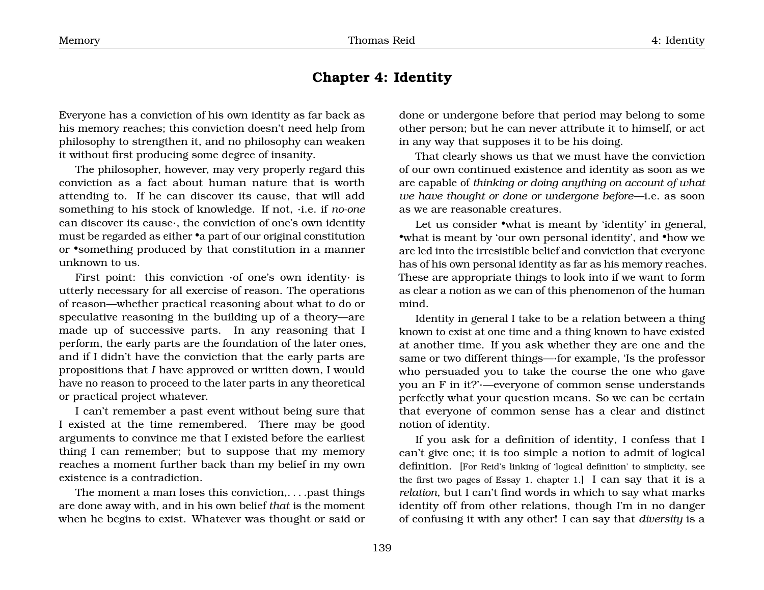# Chapter 4: Identity

Everyone has a conviction of his own identity as far back as his memory reaches; this conviction doesn't need help from philosophy to strengthen it, and no philosophy can weaken it without first producing some degree of insanity.

The philosopher, however, may very properly regard this conviction as a fact about human nature that is worth attending to. If he can discover its cause, that will add something to his stock of knowledge. If not, ·i.e. if *no-one* can discover its cause·, the conviction of one's own identity must be regarded as either •a part of our original constitution or •something produced by that constitution in a manner unknown to us.

First point: this conviction ·of one's own identity· is utterly necessary for all exercise of reason. The operations of reason—whether practical reasoning about what to do or speculative reasoning in the building up of a theory—are made up of successive parts. In any reasoning that I perform, the early parts are the foundation of the later ones, and if I didn't have the conviction that the early parts are propositions that *I* have approved or written down, I would have no reason to proceed to the later parts in any theoretical or practical project whatever.

I can't remember a past event without being sure that I existed at the time remembered. There may be good arguments to convince me that I existed before the earliest thing I can remember; but to suppose that my memory reaches a moment further back than my belief in my own existence is a contradiction.

The moment a man loses this conviction,. . . .past things are done away with, and in his own belief *that* is the moment when he begins to exist. Whatever was thought or said or done or undergone before that period may belong to some other person; but he can never attribute it to himself, or act in any way that supposes it to be his doing.

That clearly shows us that we must have the conviction of our own continued existence and identity as soon as we are capable of *thinking or doing anything on account of what we have thought or done or undergone before*—i.e. as soon as we are reasonable creatures.

Let us consider •what is meant by 'identity' in general, •what is meant by 'our own personal identity', and •how we are led into the irresistible belief and conviction that everyone has of his own personal identity as far as his memory reaches. These are appropriate things to look into if we want to form as clear a notion as we can of this phenomenon of the human mind.

Identity in general I take to be a relation between a thing known to exist at one time and a thing known to have existed at another time. If you ask whether they are one and the same or two different things—·for example, 'Is the professor who persuaded you to take the course the one who gave you an F in it?'·—everyone of common sense understands perfectly what your question means. So we can be certain that everyone of common sense has a clear and distinct notion of identity.

If you ask for a definition of identity, I confess that I can't give one; it is too simple a notion to admit of logical definition. [For Reid's linking of 'logical definition' to simplicity, see the first two pages of Essay 1, chapter 1.] I can say that it is a *relation*, but I can't find words in which to say what marks identity off from other relations, though I'm in no danger of confusing it with any other! I can say that *diversity* is a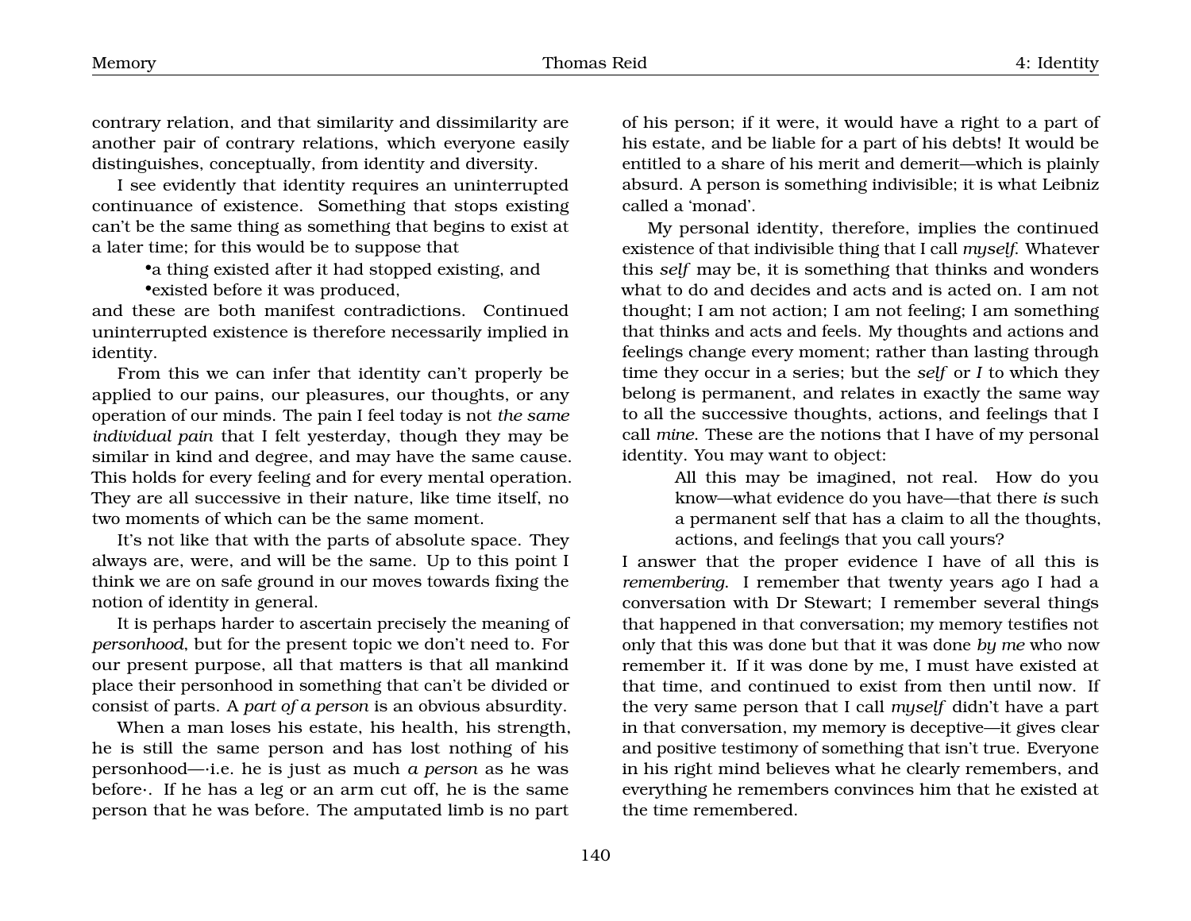contrary relation, and that similarity and dissimilarity are another pair of contrary relations, which everyone easily distinguishes, conceptually, from identity and diversity.

I see evidently that identity requires an uninterrupted continuance of existence. Something that stops existing can't be the same thing as something that begins to exist at a later time; for this would be to suppose that

- •a thing existed after it had stopped existing, and
- •existed before it was produced,

and these are both manifest contradictions. Continued uninterrupted existence is therefore necessarily implied in identity.

From this we can infer that identity can't properly be applied to our pains, our pleasures, our thoughts, or any operation of our minds. The pain I feel today is not *the same individual pain* that I felt yesterday, though they may be similar in kind and degree, and may have the same cause. This holds for every feeling and for every mental operation. They are all successive in their nature, like time itself, no two moments of which can be the same moment.

It's not like that with the parts of absolute space. They always are, were, and will be the same. Up to this point I think we are on safe ground in our moves towards fixing the notion of identity in general.

It is perhaps harder to ascertain precisely the meaning of *personhood*, but for the present topic we don't need to. For our present purpose, all that matters is that all mankind place their personhood in something that can't be divided or consist of parts. A *part of a person* is an obvious absurdity.

When a man loses his estate, his health, his strength, he is still the same person and has lost nothing of his personhood—·i.e. he is just as much *a person* as he was before·. If he has a leg or an arm cut off, he is the same person that he was before. The amputated limb is no part of his person; if it were, it would have a right to a part of his estate, and be liable for a part of his debts! It would be entitled to a share of his merit and demerit—which is plainly absurd. A person is something indivisible; it is what Leibniz called a 'monad'.

My personal identity, therefore, implies the continued existence of that indivisible thing that I call *myself*. Whatever this *self* may be, it is something that thinks and wonders what to do and decides and acts and is acted on. I am not thought; I am not action; I am not feeling; I am something that thinks and acts and feels. My thoughts and actions and feelings change every moment; rather than lasting through time they occur in a series; but the *self* or *I* to which they belong is permanent, and relates in exactly the same way to all the successive thoughts, actions, and feelings that I call *mine*. These are the notions that I have of my personal identity. You may want to object:

> All this may be imagined, not real. How do you know—what evidence do you have—that there *is* such a permanent self that has a claim to all the thoughts, actions, and feelings that you call yours?

I answer that the proper evidence I have of all this is *remembering*. I remember that twenty years ago I had a conversation with Dr Stewart; I remember several things that happened in that conversation; my memory testifies not only that this was done but that it was done *by me* who now remember it. If it was done by me, I must have existed at that time, and continued to exist from then until now. If the very same person that I call *myself* didn't have a part in that conversation, my memory is deceptive—it gives clear and positive testimony of something that isn't true. Everyone in his right mind believes what he clearly remembers, and everything he remembers convinces him that he existed at the time remembered.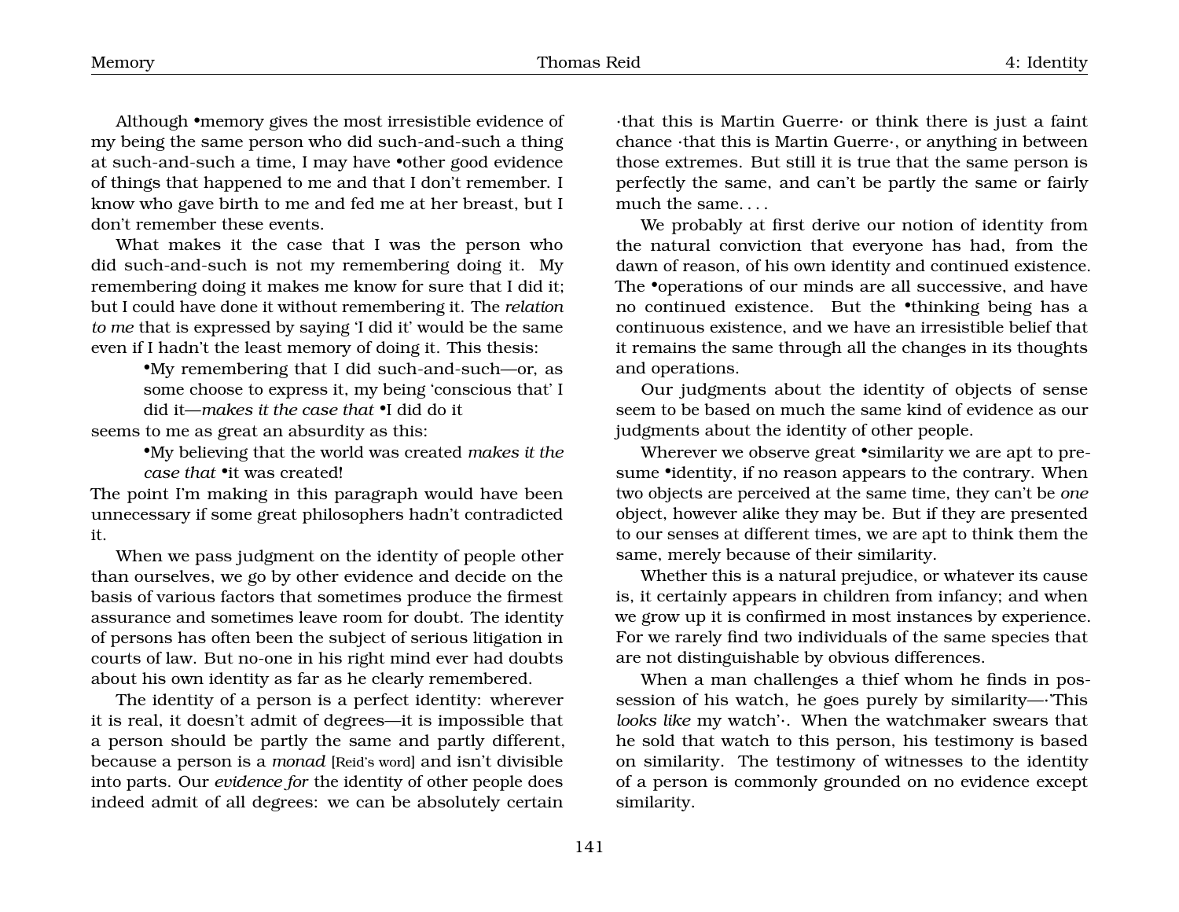Although •memory gives the most irresistible evidence of my being the same person who did such-and-such a thing at such-and-such a time, I may have •other good evidence of things that happened to me and that I don't remember. I know who gave birth to me and fed me at her breast, but I don't remember these events.

What makes it the case that I was the person who did such-and-such is not my remembering doing it. My remembering doing it makes me know for sure that I did it; but I could have done it without remembering it. The *relation to me* that is expressed by saying 'I did it' would be the same even if I hadn't the least memory of doing it. This thesis:

> •My remembering that I did such-and-such—or, as some choose to express it, my being 'conscious that' I did it—*makes it the case that* •I did do it

seems to me as great an absurdity as this:

> •My believing that the world was created *makes it the case that* •it was created!

The point I'm making in this paragraph would have been unnecessary if some great philosophers hadn't contradicted it.

When we pass judgment on the identity of people other than ourselves, we go by other evidence and decide on the basis of various factors that sometimes produce the firmest assurance and sometimes leave room for doubt. The identity of persons has often been the subject of serious litigation in courts of law. But no-one in his right mind ever had doubts about his own identity as far as he clearly remembered.

The identity of a person is a perfect identity: wherever it is real, it doesn't admit of degrees—it is impossible that a person should be partly the same and partly different, because a person is a *monad* [Reid's word] and isn't divisible into parts. Our *evidence for* the identity of other people does indeed admit of all degrees: we can be absolutely certain ·that this is Martin Guerre· or think there is just a faint chance ·that this is Martin Guerre·, or anything in between those extremes. But still it is true that the same person is perfectly the same, and can't be partly the same or fairly much the same. . . .

We probably at first derive our notion of identity from the natural conviction that everyone has had, from the dawn of reason, of his own identity and continued existence. The •operations of our minds are all successive, and have no continued existence. But the •thinking being has a continuous existence, and we have an irresistible belief that it remains the same through all the changes in its thoughts and operations.

Our judgments about the identity of objects of sense seem to be based on much the same kind of evidence as our judgments about the identity of other people.

Wherever we observe great •similarity we are apt to presume •identity, if no reason appears to the contrary. When two objects are perceived at the same time, they can't be *one* object, however alike they may be. But if they are presented to our senses at different times, we are apt to think them the same, merely because of their similarity.

Whether this is a natural prejudice, or whatever its cause is, it certainly appears in children from infancy; and when we grow up it is confirmed in most instances by experience. For we rarely find two individuals of the same species that are not distinguishable by obvious differences.

When a man challenges a thief whom he finds in possession of his watch, he goes purely by similarity—·'This *looks like* my watch'·. When the watchmaker swears that he sold that watch to this person, his testimony is based on similarity. The testimony of witnesses to the identity of a person is commonly grounded on no evidence except similarity.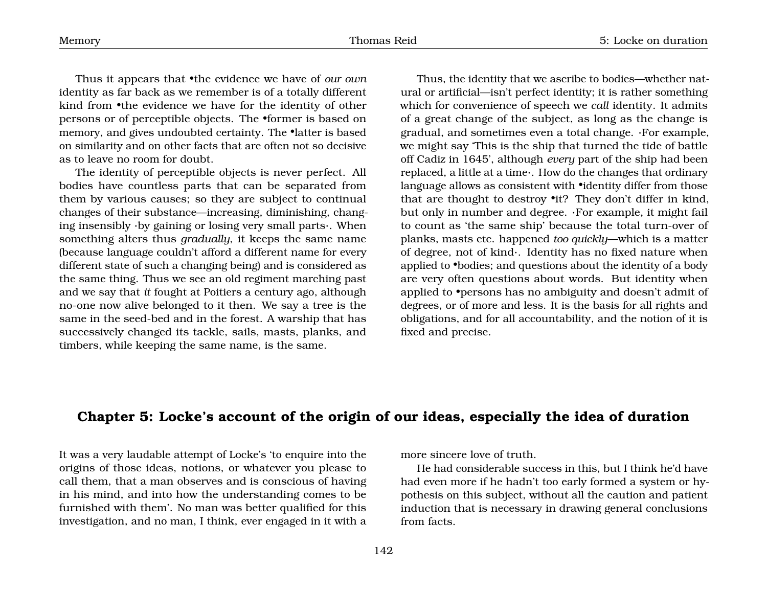Thus it appears that •the evidence we have of *our own* identity as far back as we remember is of a totally different kind from •the evidence we have for the identity of other persons or of perceptible objects. The •former is based on memory, and gives undoubted certainty. The •latter is based on similarity and on other facts that are often not so decisive as to leave no room for doubt.

The identity of perceptible objects is never perfect. All bodies have countless parts that can be separated from them by various causes; so they are subject to continual changes of their substance—increasing, diminishing, changing insensibly ·by gaining or losing very small parts·. When something alters thus *gradually*, it keeps the same name (because language couldn't afford a different name for every different state of such a changing being) and is considered as the same thing. Thus we see an old regiment marching past and we say that *it* fought at Poitiers a century ago, although no-one now alive belonged to it then. We say a tree is the same in the seed-bed and in the forest. A warship that has successively changed its tackle, sails, masts, planks, and timbers, while keeping the same name, is the same.

Thus, the identity that we ascribe to bodies—whether natural or artificial—isn't perfect identity; it is rather something which for convenience of speech we *call* identity. It admits of a great change of the subject, as long as the change is gradual, and sometimes even a total change. ·For example, we might say 'This is the ship that turned the tide of battle off Cadiz in 1645', although *every* part of the ship had been replaced, a little at a time·. How do the changes that ordinary language allows as consistent with •identity differ from those that are thought to destroy •it? They don't differ in kind, but only in number and degree. ·For example, it might fail to count as 'the same ship' because the total turn-over of planks, masts etc. happened *too quickly*—which is a matter of degree, not of kind·. Identity has no fixed nature when applied to •bodies; and questions about the identity of a body are very often questions about words. But identity when applied to •persons has no ambiguity and doesn't admit of degrees, or of more and less. It is the basis for all rights and obligations, and for all accountability, and the notion of it is fixed and precise.

## Chapter 5: Locke's account of the origin of our ideas, especially the idea of duration

It was a very laudable attempt of Locke's 'to enquire into the origins of those ideas, notions, or whatever you please to call them, that a man observes and is conscious of having in his mind, and into how the understanding comes to be furnished with them'. No man was better qualified for this investigation, and no man, I think, ever engaged in it with a more sincere love of truth.

He had considerable success in this, but I think he'd have had even more if he hadn't too early formed a system or hypothesis on this subject, without all the caution and patient induction that is necessary in drawing general conclusions from facts.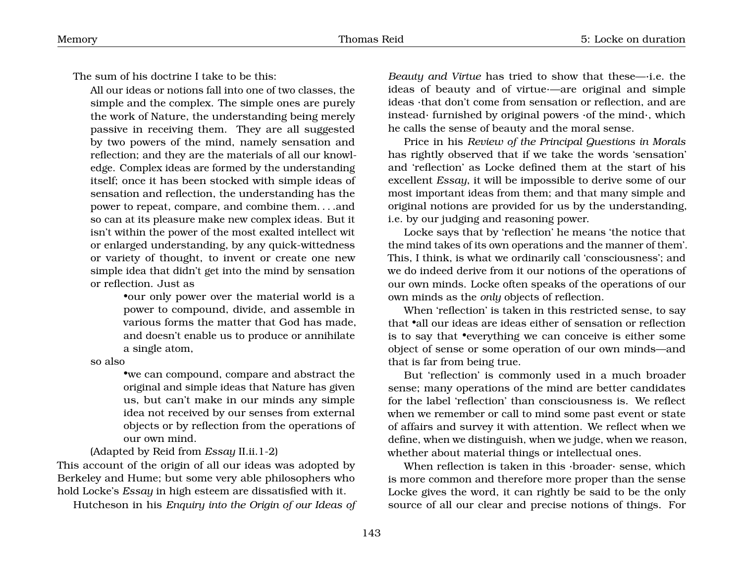The sum of his doctrine I take to be this:

> All our ideas or notions fall into one of two classes, the simple and the complex. The simple ones are purely the work of Nature, the understanding being merely passive in receiving them. They are all suggested by two powers of the mind, namely sensation and reflection; and they are the materials of all our knowledge. Complex ideas are formed by the understanding itself; once it has been stocked with simple ideas of sensation and reflection, the understanding has the power to repeat, compare, and combine them. . . .and so can at its pleasure make new complex ideas. But it isn't within the power of the most exalted intellect wit or enlarged understanding, by any quick-wittedness or variety of thought, to invent or create one new simple idea that didn't get into the mind by sensation or reflection. Just as
>
> > •our only power over the material world is a power to compound, divide, and assemble in various forms the matter that God has made, and doesn't enable us to produce or annihilate a single atom,
>
> so also
>
> > •we can compound, compare and abstract the original and simple ideas that Nature has given us, but can't make in our minds any simple idea not received by our senses from external objects or by reflection from the operations of our own mind.
>
> (Adapted by Reid from *Essay* II.ii.1-2)

This account of the origin of all our ideas was adopted by Berkeley and Hume; but some very able philosophers who hold Locke's *Essay* in high esteem are dissatisfied with it.

Hutcheson in his *Enquiry into the Origin of our Ideas of Beauty and Virtue* has tried to show that these—·i.e. the ideas of beauty and of virtue·—are original and simple ideas ·that don't come from sensation or reflection, and are instead· furnished by original powers ·of the mind·, which he calls the sense of beauty and the moral sense.

Price in his *Review of the Principal Questions in Morals* has rightly observed that if we take the words 'sensation' and 'reflection' as Locke defined them at the start of his excellent *Essay*, it will be impossible to derive some of our most important ideas from them; and that many simple and original notions are provided for us by the understanding, i.e. by our judging and reasoning power.

Locke says that by 'reflection' he means 'the notice that the mind takes of its own operations and the manner of them'. This, I think, is what we ordinarily call 'consciousness'; and we do indeed derive from it our notions of the operations of our own minds. Locke often speaks of the operations of our own minds as the *only* objects of reflection.

When 'reflection' is taken in this restricted sense, to say that •all our ideas are ideas either of sensation or reflection is to say that •everything we can conceive is either some object of sense or some operation of our own minds—and that is far from being true.

But 'reflection' is commonly used in a much broader sense; many operations of the mind are better candidates for the label 'reflection' than consciousness is. We reflect when we remember or call to mind some past event or state of affairs and survey it with attention. We reflect when we define, when we distinguish, when we judge, when we reason, whether about material things or intellectual ones.

When reflection is taken in this ·broader· sense, which is more common and therefore more proper than the sense Locke gives the word, it can rightly be said to be the only source of all our clear and precise notions of things. For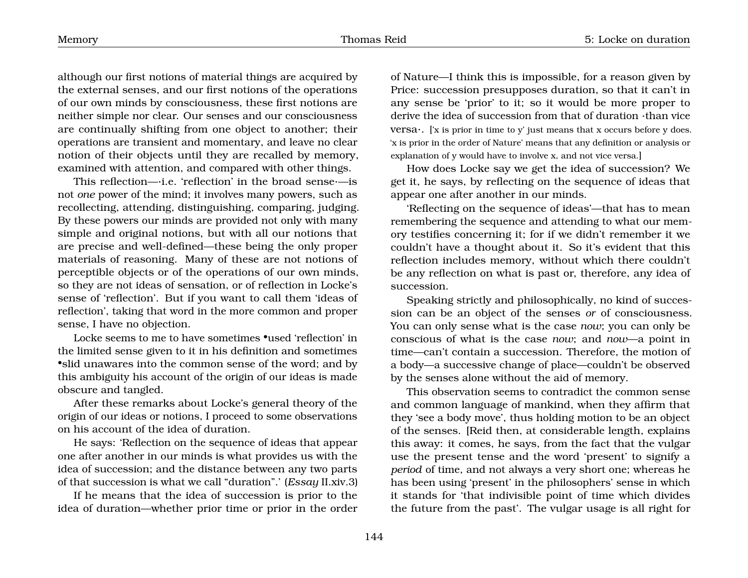although our first notions of material things are acquired by the external senses, and our first notions of the operations of our own minds by consciousness, these first notions are neither simple nor clear. Our senses and our consciousness are continually shifting from one object to another; their operations are transient and momentary, and leave no clear notion of their objects until they are recalled by memory, examined with attention, and compared with other things.

This reflection—·i.e. 'reflection' in the broad sense·—is not *one* power of the mind; it involves many powers, such as recollecting, attending, distinguishing, comparing, judging. By these powers our minds are provided not only with many simple and original notions, but with all our notions that are precise and well-defined—these being the only proper materials of reasoning. Many of these are not notions of perceptible objects or of the operations of our own minds, so they are not ideas of sensation, or of reflection in Locke's sense of 'reflection'. But if you want to call them 'ideas of reflection', taking that word in the more common and proper sense, I have no objection.

Locke seems to me to have sometimes •used 'reflection' in the limited sense given to it in his definition and sometimes •slid unawares into the common sense of the word; and by this ambiguity his account of the origin of our ideas is made obscure and tangled.

After these remarks about Locke's general theory of the origin of our ideas or notions, I proceed to some observations on his account of the idea of duration.

He says: 'Reflection on the sequence of ideas that appear one after another in our minds is what provides us with the idea of succession; and the distance between any two parts of that succession is what we call "duration".' (*Essay* II.xiv.3)

If he means that the idea of succession is prior to the idea of duration—whether prior time or prior in the order of Nature—I think this is impossible, for a reason given by Price: succession presupposes duration, so that it can't in any sense be 'prior' to it; so it would be more proper to derive the idea of succession from that of duration ·than vice versa·. ['x is prior in time to y' just means that x occurs before y does. 'x is prior in the order of Nature' means that any definition or analysis or explanation of y would have to involve x, and not vice versa.]

How does Locke say we get the idea of succession? We get it, he says, by reflecting on the sequence of ideas that appear one after another in our minds.

'Reflecting on the sequence of ideas'—that has to mean remembering the sequence and attending to what our memory testifies concerning it; for if we didn't remember it we couldn't have a thought about it. So it's evident that this reflection includes memory, without which there couldn't be any reflection on what is past or, therefore, any idea of succession.

Speaking strictly and philosophically, no kind of succession can be an object of the senses *or* of consciousness. You can only sense what is the case *now*; you can only be conscious of what is the case *now*; and *now*—a point in time—can't contain a succession. Therefore, the motion of a body—a successive change of place—couldn't be observed by the senses alone without the aid of memory.

This observation seems to contradict the common sense and common language of mankind, when they affirm that they 'see a body move', thus holding motion to be an object of the senses. [Reid then, at considerable length, explains this away: it comes, he says, from the fact that the vulgar use the present tense and the word 'present' to signify a *period* of time, and not always a very short one; whereas he has been using 'present' in the philosophers' sense in which it stands for 'that indivisible point of time which divides the future from the past'. The vulgar usage is all right for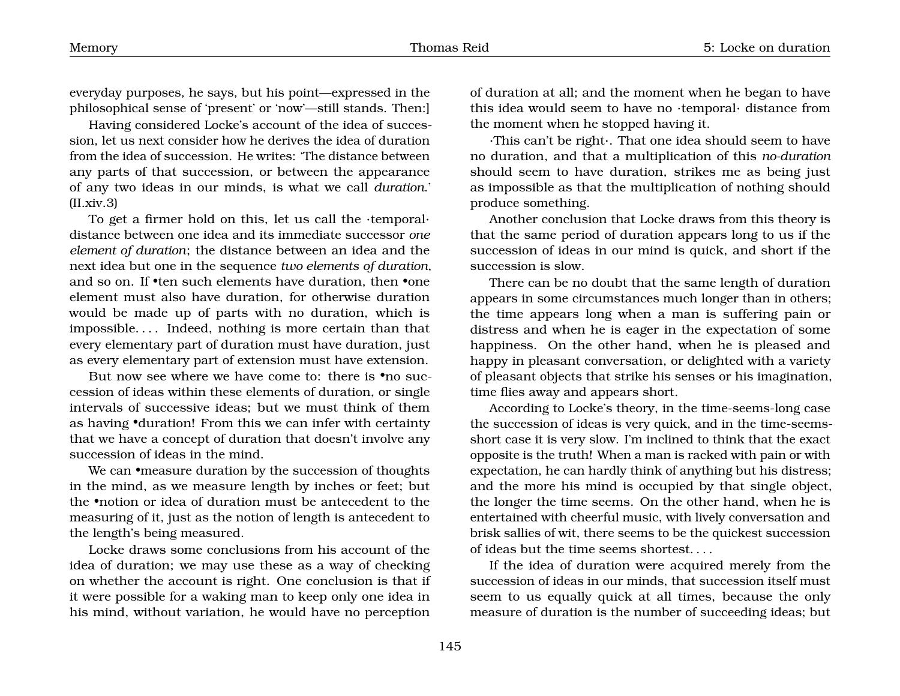everyday purposes, he says, but his point—expressed in the philosophical sense of 'present' or 'now'—still stands. Then:]

Having considered Locke's account of the idea of succession, let us next consider how he derives the idea of duration from the idea of succession. He writes: 'The distance between any parts of that succession, or between the appearance of any two ideas in our minds, is what we call *duration*.' (II.xiv.3)

To get a firmer hold on this, let us call the ·temporal· distance between one idea and its immediate successor *one element of duration*; the distance between an idea and the next idea but one in the sequence *two elements of duration*, and so on. If •ten such elements have duration, then •one element must also have duration, for otherwise duration would be made up of parts with no duration, which is impossible. . . . Indeed, nothing is more certain than that every elementary part of duration must have duration, just as every elementary part of extension must have extension.

But now see where we have come to: there is •no succession of ideas within these elements of duration, or single intervals of successive ideas; but we must think of them as having •duration! From this we can infer with certainty that we have a concept of duration that doesn't involve any succession of ideas in the mind.

We can •measure duration by the succession of thoughts in the mind, as we measure length by inches or feet; but the •notion or idea of duration must be antecedent to the measuring of it, just as the notion of length is antecedent to the length's being measured.

Locke draws some conclusions from his account of the idea of duration; we may use these as a way of checking on whether the account is right. One conclusion is that if it were possible for a waking man to keep only one idea in his mind, without variation, he would have no perception of duration at all; and the moment when he began to have this idea would seem to have no ·temporal· distance from the moment when he stopped having it.

·This can't be right·. That one idea should seem to have no duration, and that a multiplication of this *no-duration* should seem to have duration, strikes me as being just as impossible as that the multiplication of nothing should produce something.

Another conclusion that Locke draws from this theory is that the same period of duration appears long to us if the succession of ideas in our mind is quick, and short if the succession is slow.

There can be no doubt that the same length of duration appears in some circumstances much longer than in others; the time appears long when a man is suffering pain or distress and when he is eager in the expectation of some happiness. On the other hand, when he is pleased and happy in pleasant conversation, or delighted with a variety of pleasant objects that strike his senses or his imagination, time flies away and appears short.

According to Locke's theory, in the time-seems-long case the succession of ideas is very quick, and in the time-seems-short case it is very slow. I'm inclined to think that the exact opposite is the truth! When a man is racked with pain or with expectation, he can hardly think of anything but his distress; and the more his mind is occupied by that single object, the longer the time seems. On the other hand, when he is entertained with cheerful music, with lively conversation and brisk sallies of wit, there seems to be the quickest succession of ideas but the time seems shortest. . . .

If the idea of duration were acquired merely from the succession of ideas in our minds, that succession itself must seem to us equally quick at all times, because the only measure of duration is the number of succeeding ideas; but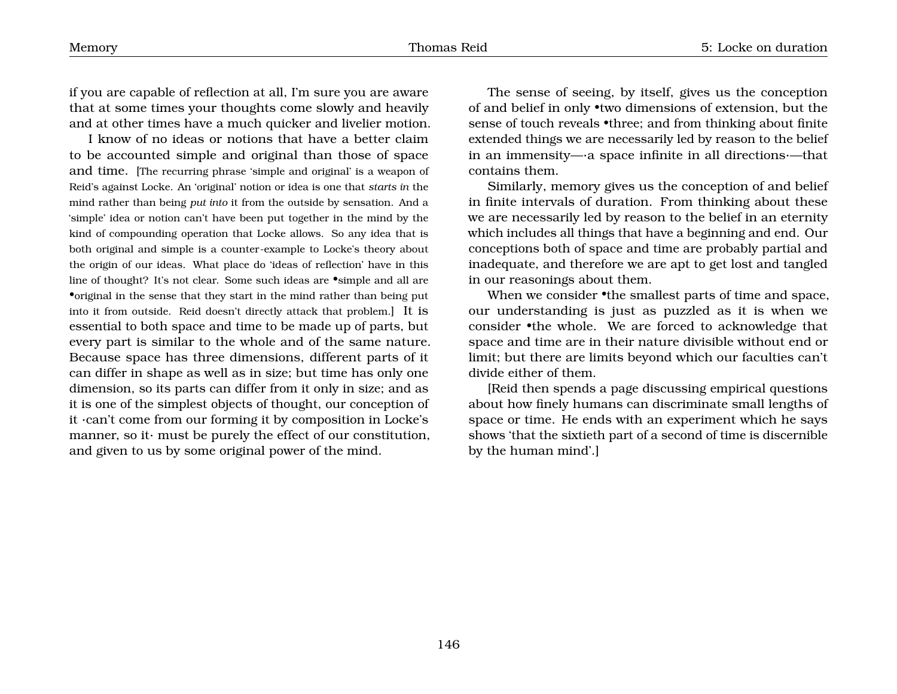if you are capable of reflection at all, I'm sure you are aware that at some times your thoughts come slowly and heavily and at other times have a much quicker and livelier motion.

I know of no ideas or notions that have a better claim to be accounted simple and original than those of space and time. [The recurring phrase 'simple and original' is a weapon of Reid's against Locke. An 'original' notion or idea is one that *starts in* the mind rather than being *put into* it from the outside by sensation. And a 'simple' idea or notion can't have been put together in the mind by the kind of compounding operation that Locke allows. So any idea that is both original and simple is a counter-example to Locke's theory about the origin of our ideas. What place do 'ideas of reflection' have in this line of thought? It's not clear. Some such ideas are •simple and all are •original in the sense that they start in the mind rather than being put into it from outside. Reid doesn't directly attack that problem.] It is essential to both space and time to be made up of parts, but every part is similar to the whole and of the same nature. Because space has three dimensions, different parts of it can differ in shape as well as in size; but time has only one dimension, so its parts can differ from it only in size; and as it is one of the simplest objects of thought, our conception of it ·can't come from our forming it by composition in Locke's manner, so it· must be purely the effect of our constitution, and given to us by some original power of the mind.

The sense of seeing, by itself, gives us the conception of and belief in only •two dimensions of extension, but the sense of touch reveals •three; and from thinking about finite extended things we are necessarily led by reason to the belief in an immensity—·a space infinite in all directions·—that contains them.

Similarly, memory gives us the conception of and belief in finite intervals of duration. From thinking about these we are necessarily led by reason to the belief in an eternity which includes all things that have a beginning and end. Our conceptions both of space and time are probably partial and inadequate, and therefore we are apt to get lost and tangled in our reasonings about them.

When we consider •the smallest parts of time and space, our understanding is just as puzzled as it is when we consider •the whole. We are forced to acknowledge that space and time are in their nature divisible without end or limit; but there are limits beyond which our faculties can't divide either of them.

[Reid then spends a page discussing empirical questions about how finely humans can discriminate small lengths of space or time. He ends with an experiment which he says shows 'that the sixtieth part of a second of time is discernible by the human mind'.]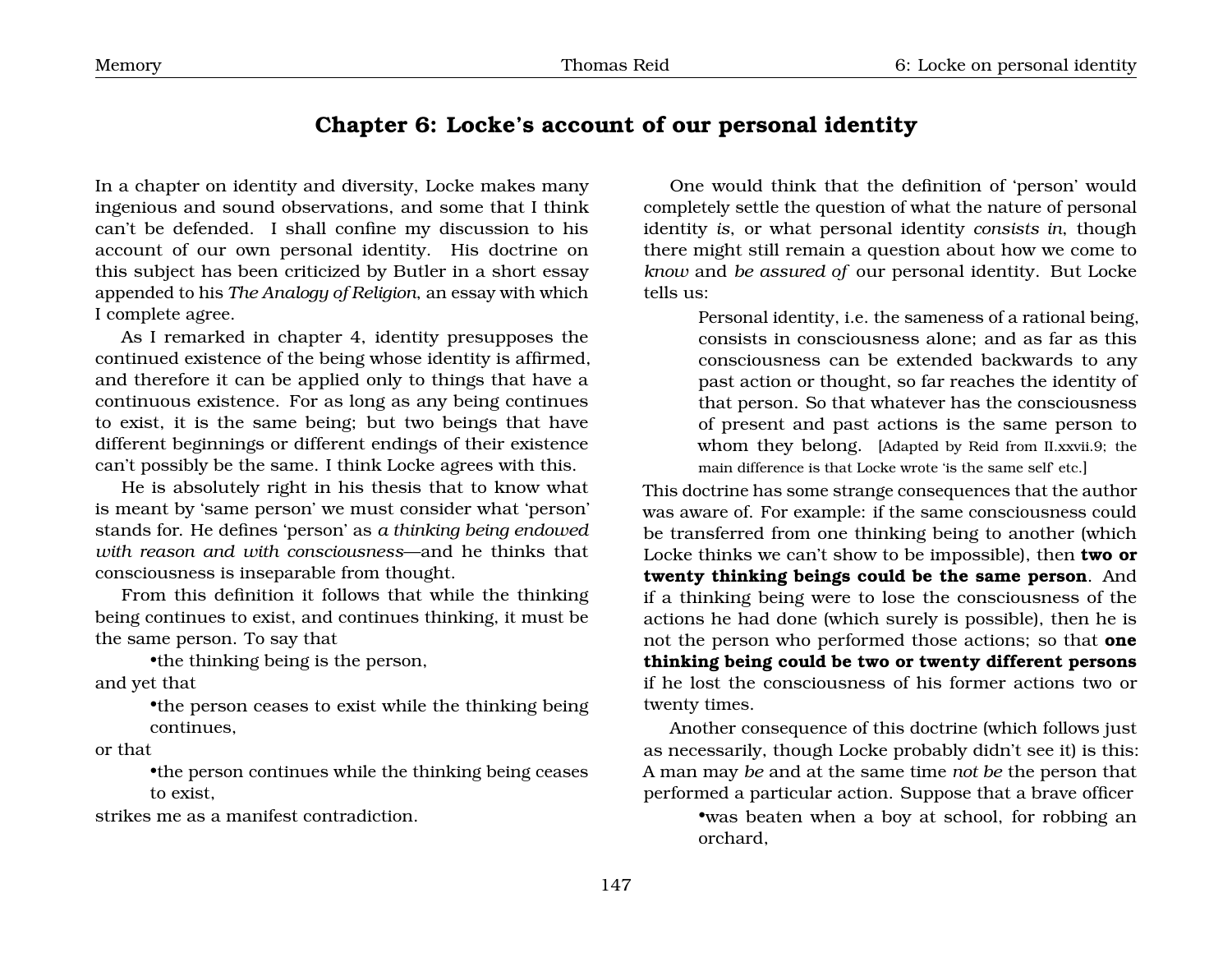## Chapter 6: Locke's account of our personal identity

In a chapter on identity and diversity, Locke makes many ingenious and sound observations, and some that I think can't be defended. I shall confine my discussion to his account of our own personal identity. His doctrine on this subject has been criticized by Butler in a short essay appended to his *The Analogy of Religion*, an essay with which I complete agree.

As I remarked in chapter 4, identity presupposes the continued existence of the being whose identity is affirmed, and therefore it can be applied only to things that have a continuous existence. For as long as any being continues to exist, it is the same being; but two beings that have different beginnings or different endings of their existence can't possibly be the same. I think Locke agrees with this.

He is absolutely right in his thesis that to know what is meant by 'same person' we must consider what 'person' stands for. He defines 'person' as *a thinking being endowed with reason and with consciousness*—and he thinks that consciousness is inseparable from thought.

From this definition it follows that while the thinking being continues to exist, and continues thinking, it must be the same person. To say that

•the thinking being is the person,

and yet that

•the person ceases to exist while the thinking being continues,

or that

•the person continues while the thinking being ceases to exist,

strikes me as a manifest contradiction.

One would think that the definition of 'person' would completely settle the question of what the nature of personal identity *is*, or what personal identity *consists in*, though there might still remain a question about how we come to *know* and *be assured of* our personal identity. But Locke tells us:

> Personal identity, i.e. the sameness of a rational being, consists in consciousness alone; and as far as this consciousness can be extended backwards to any past action or thought, so far reaches the identity of that person. So that whatever has the consciousness of present and past actions is the same person to whom they belong. [Adapted by Reid from II.xxvii.9; the main difference is that Locke wrote 'is the same self' etc.]

This doctrine has some strange consequences that the author was aware of. For example: if the same consciousness could be transferred from one thinking being to another (which Locke thinks we can't show to be impossible), then **two or twenty thinking beings could be the same person**. And if a thinking being were to lose the consciousness of the actions he had done (which surely is possible), then he is not the person who performed those actions; so that **one thinking being could be two or twenty different persons** if he lost the consciousness of his former actions two or twenty times.

Another consequence of this doctrine (which follows just as necessarily, though Locke probably didn't see it) is this: A man may *be* and at the same time *not be* the person that performed a particular action. Suppose that a brave officer

•was beaten when a boy at school, for robbing an orchard,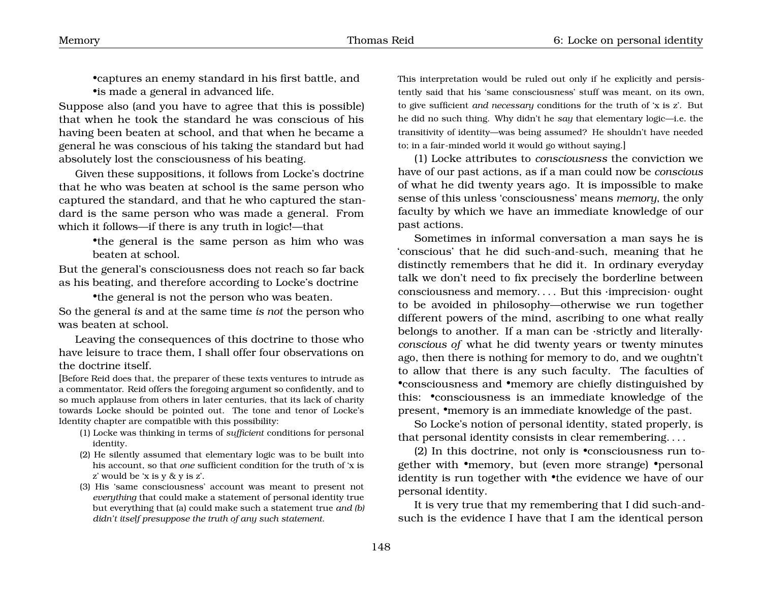•captures an enemy standard in his first battle, and

•is made a general in advanced life.

Suppose also (and you have to agree that this is possible) that when he took the standard he was conscious of his having been beaten at school, and that when he became a general he was conscious of his taking the standard but had absolutely lost the consciousness of his beating.

Given these suppositions, it follows from Locke's doctrine that he who was beaten at school is the same person who captured the standard, and that he who captured the standard is the same person who was made a general. From which it follows—if there is any truth in logic!—that

•the general is the same person as him who was beaten at school.

But the general's consciousness does not reach so far back as his beating, and therefore according to Locke's doctrine

•the general is not the person who was beaten.

So the general *is* and at the same time *is not* the person who was beaten at school.

Leaving the consequences of this doctrine to those who have leisure to trace them, I shall offer four observations on the doctrine itself.

[Before Reid does that, the preparer of these texts ventures to intrude as a commentator. Reid offers the foregoing argument so confidently, and to so much applause from others in later centuries, that its lack of charity towards Locke should be pointed out. The tone and tenor of Locke's Identity chapter are compatible with this possibility:

(1) Locke was thinking in terms of *sufficient* conditions for personal identity.

(2) He silently assumed that elementary logic was to be built into his account, so that *one* sufficient condition for the truth of 'x is z' would be 'x is y & y is z'.

(3) His 'same consciousness' account was meant to present not *everything* that could make a statement of personal identity true but everything that (a) could make such a statement true *and (b) didn't itself presuppose the truth of any such statement.*

This interpretation would be ruled out only if he explicitly and persistently said that his 'same consciousness' stuff was meant, on its own, to give sufficient *and necessary* conditions for the truth of 'x is z'. But he did no such thing. Why didn't he *say* that elementary logic—i.e. the transitivity of identity—was being assumed? He shouldn't have needed to; in a fair-minded world it would go without saying.]

(1) Locke attributes to *consciousness* the conviction we have of our past actions, as if a man could now be *conscious* of what he did twenty years ago. It is impossible to make sense of this unless 'consciousness' means *memory*, the only faculty by which we have an immediate knowledge of our past actions.

Sometimes in informal conversation a man says he is 'conscious' that he did such-and-such, meaning that he distinctly remembers that he did it. In ordinary everyday talk we don't need to fix precisely the borderline between consciousness and memory. . . . But this ·imprecision· ought to be avoided in philosophy—otherwise we run together different powers of the mind, ascribing to one what really belongs to another. If a man can be ·strictly and literally· *conscious of* what he did twenty years or twenty minutes ago, then there is nothing for memory to do, and we oughtn't to allow that there is any such faculty. The faculties of •consciousness and •memory are chiefly distinguished by this: •consciousness is an immediate knowledge of the present, •memory is an immediate knowledge of the past.

So Locke's notion of personal identity, stated properly, is that personal identity consists in clear remembering. . . .

(2) In this doctrine, not only is •consciousness run together with •memory, but (even more strange) •personal identity is run together with •the evidence we have of our personal identity.

It is very true that my remembering that I did such-and-such is the evidence I have that I am the identical person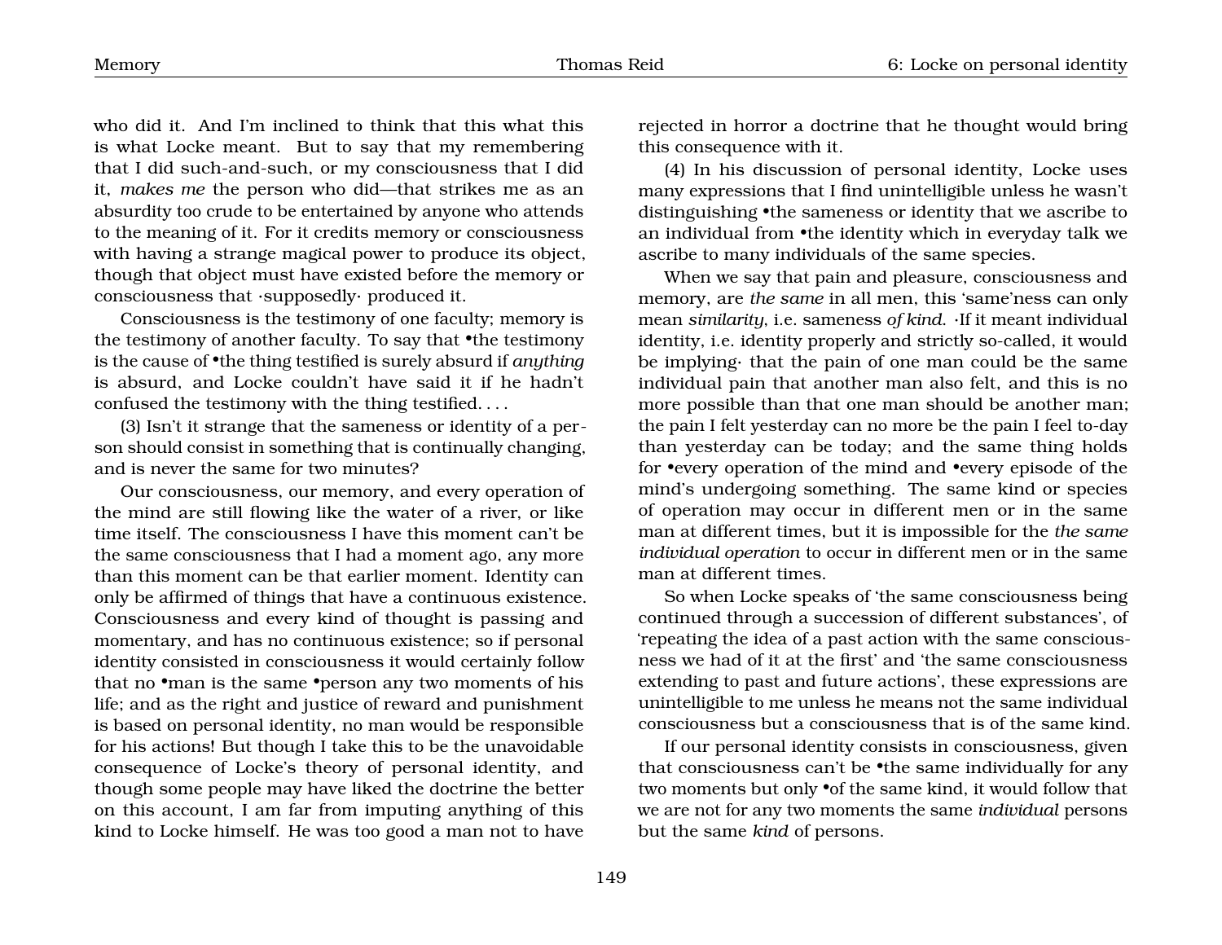who did it. And I'm inclined to think that this what this is what Locke meant. But to say that my remembering that I did such-and-such, or my consciousness that I did it, *makes me* the person who did—that strikes me as an absurdity too crude to be entertained by anyone who attends to the meaning of it. For it credits memory or consciousness with having a strange magical power to produce its object, though that object must have existed before the memory or consciousness that ·supposedly· produced it.

Consciousness is the testimony of one faculty; memory is the testimony of another faculty. To say that •the testimony is the cause of •the thing testified is surely absurd if *anything* is absurd, and Locke couldn't have said it if he hadn't confused the testimony with the thing testified. . . .

(3) Isn't it strange that the sameness or identity of a person should consist in something that is continually changing, and is never the same for two minutes?

Our consciousness, our memory, and every operation of the mind are still flowing like the water of a river, or like time itself. The consciousness I have this moment can't be the same consciousness that I had a moment ago, any more than this moment can be that earlier moment. Identity can only be affirmed of things that have a continuous existence. Consciousness and every kind of thought is passing and momentary, and has no continuous existence; so if personal identity consisted in consciousness it would certainly follow that no •man is the same •person any two moments of his life; and as the right and justice of reward and punishment is based on personal identity, no man would be responsible for his actions! But though I take this to be the unavoidable consequence of Locke's theory of personal identity, and though some people may have liked the doctrine the better on this account, I am far from imputing anything of this kind to Locke himself. He was too good a man not to have rejected in horror a doctrine that he thought would bring this consequence with it.

(4) In his discussion of personal identity, Locke uses many expressions that I find unintelligible unless he wasn't distinguishing •the sameness or identity that we ascribe to an individual from •the identity which in everyday talk we ascribe to many individuals of the same species.

When we say that pain and pleasure, consciousness and memory, are *the same* in all men, this 'same'ness can only mean *similarity*, i.e. sameness *of kind*. ·If it meant individual identity, i.e. identity properly and strictly so-called, it would be implying· that the pain of one man could be the same individual pain that another man also felt, and this is no more possible than that one man should be another man; the pain I felt yesterday can no more be the pain I feel to-day than yesterday can be today; and the same thing holds for •every operation of the mind and •every episode of the mind's undergoing something. The same kind or species of operation may occur in different men or in the same man at different times, but it is impossible for the *the same individual operation* to occur in different men or in the same man at different times.

So when Locke speaks of 'the same consciousness being continued through a succession of different substances', of 'repeating the idea of a past action with the same consciousness we had of it at the first' and 'the same consciousness extending to past and future actions', these expressions are unintelligible to me unless he means not the same individual consciousness but a consciousness that is of the same kind.

If our personal identity consists in consciousness, given that consciousness can't be •the same individually for any two moments but only •of the same kind, it would follow that we are not for any two moments the same *individual* persons but the same *kind* of persons.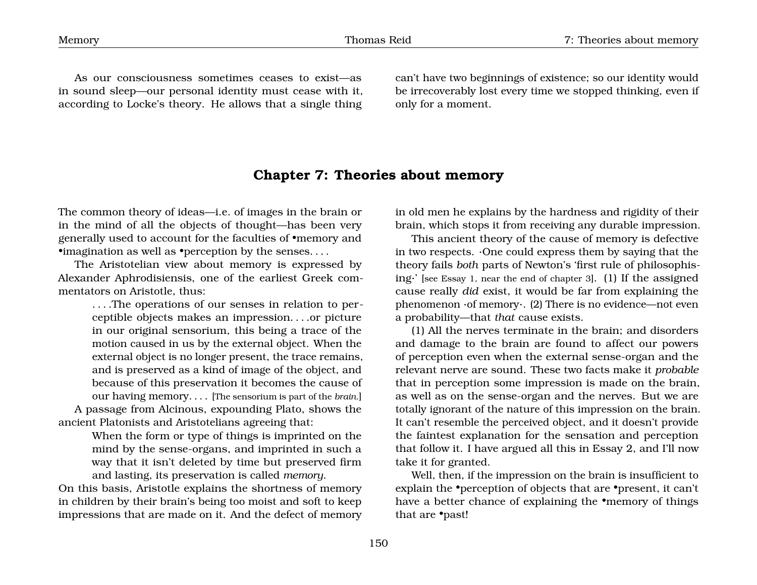As our consciousness sometimes ceases to exist—as in sound sleep—our personal identity must cease with it, according to Locke's theory. He allows that a single thing can't have two beginnings of existence; so our identity would be irrecoverably lost every time we stopped thinking, even if only for a moment.

## Chapter 7: Theories about memory

The common theory of ideas—i.e. of images in the brain or in the mind of all the objects of thought—has been very generally used to account for the faculties of •memory and •imagination as well as •perception by the senses. . . .

The Aristotelian view about memory is expressed by Alexander Aphrodisiensis, one of the earliest Greek commentators on Aristotle, thus:

> . . . .The operations of our senses in relation to perceptible objects makes an impression. . . .or picture in our original sensorium, this being a trace of the motion caused in us by the external object. When the external object is no longer present, the trace remains, and is preserved as a kind of image of the object, and because of this preservation it becomes the cause of our having memory. . . . [The sensorium is part of the *brain*.]

A passage from Alcinous, expounding Plato, shows the ancient Platonists and Aristotelians agreeing that:

> When the form or type of things is imprinted on the mind by the sense-organs, and imprinted in such a way that it isn't deleted by time but preserved firm and lasting, its preservation is called *memory*.

On this basis, Aristotle explains the shortness of memory in children by their brain's being too moist and soft to keep impressions that are made on it. And the defect of memory in old men he explains by the hardness and rigidity of their brain, which stops it from receiving any durable impression.

This ancient theory of the cause of memory is defective in two respects. ·One could express them by saying that the theory fails *both* parts of Newton's 'first rule of philosophising·' [see Essay 1, near the end of chapter 3]. (1) If the assigned cause really *did* exist, it would be far from explaining the phenomenon ·of memory·. (2) There is no evidence—not even a probability—that *that* cause exists.

(1) All the nerves terminate in the brain; and disorders and damage to the brain are found to affect our powers of perception even when the external sense-organ and the relevant nerve are sound. These two facts make it *probable* that in perception some impression is made on the brain, as well as on the sense-organ and the nerves. But we are totally ignorant of the nature of this impression on the brain. It can't resemble the perceived object, and it doesn't provide the faintest explanation for the sensation and perception that follow it. I have argued all this in Essay 2, and I'll now take it for granted.

Well, then, if the impression on the brain is insufficient to explain the •perception of objects that are •present, it can't have a better chance of explaining the •memory of things that are •past!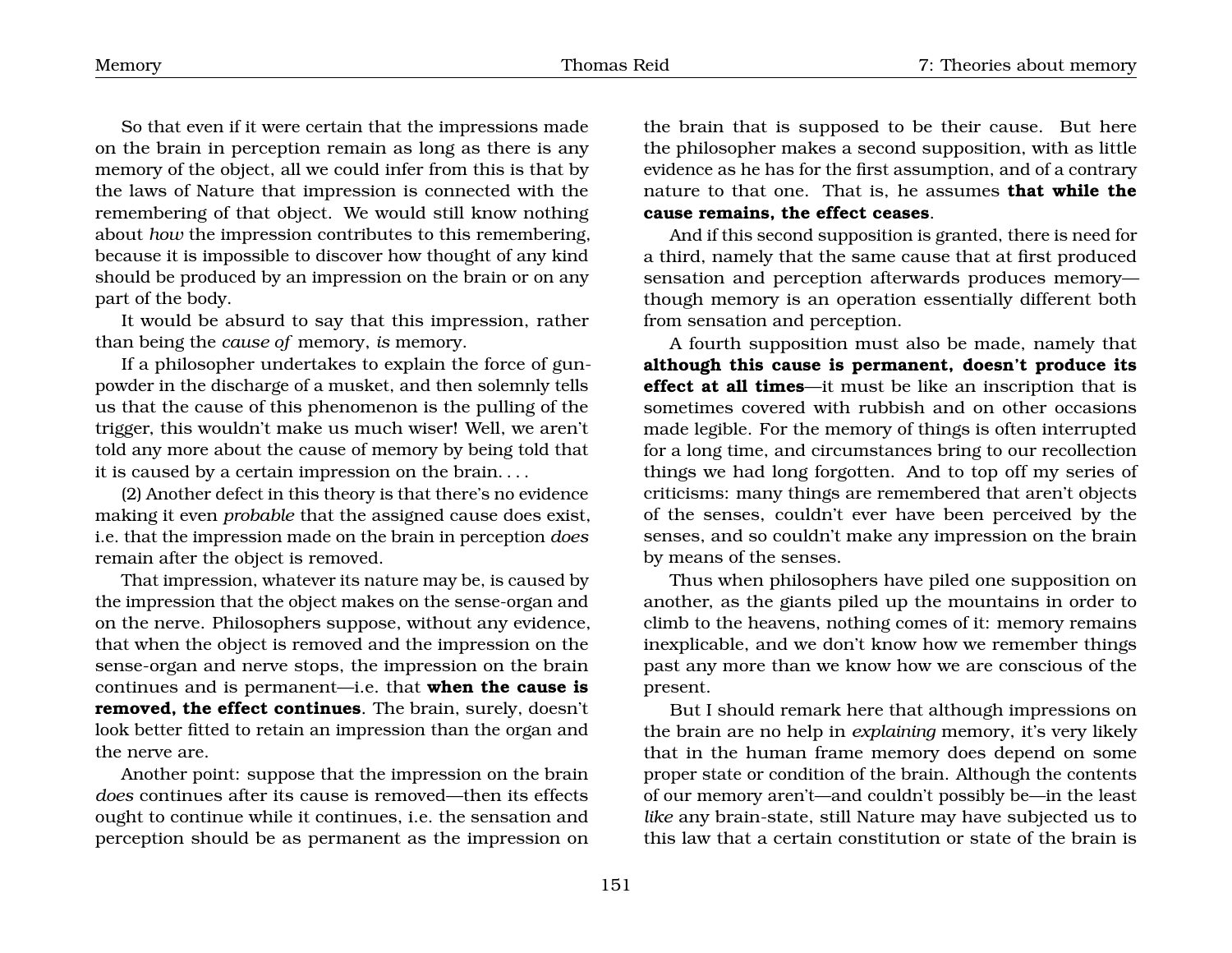So that even if it were certain that the impressions made on the brain in perception remain as long as there is any memory of the object, all we could infer from this is that by the laws of Nature that impression is connected with the remembering of that object. We would still know nothing about *how* the impression contributes to this remembering, because it is impossible to discover how thought of any kind should be produced by an impression on the brain or on any part of the body.

It would be absurd to say that this impression, rather than being the *cause of* memory, *is* memory.

If a philosopher undertakes to explain the force of gunpowder in the discharge of a musket, and then solemnly tells us that the cause of this phenomenon is the pulling of the trigger, this wouldn't make us much wiser! Well, we aren't told any more about the cause of memory by being told that it is caused by a certain impression on the brain. . . .

(2) Another defect in this theory is that there's no evidence making it even *probable* that the assigned cause does exist, i.e. that the impression made on the brain in perception *does* remain after the object is removed.

That impression, whatever its nature may be, is caused by the impression that the object makes on the sense-organ and on the nerve. Philosophers suppose, without any evidence, that when the object is removed and the impression on the sense-organ and nerve stops, the impression on the brain continues and is permanent—i.e. that **when the cause is removed, the effect continues**. The brain, surely, doesn't look better fitted to retain an impression than the organ and the nerve are.

Another point: suppose that the impression on the brain *does* continues after its cause is removed—then its effects ought to continue while it continues, i.e. the sensation and perception should be as permanent as the impression on the brain that is supposed to be their cause. But here the philosopher makes a second supposition, with as little evidence as he has for the first assumption, and of a contrary nature to that one. That is, he assumes **that while the cause remains, the effect ceases**.

And if this second supposition is granted, there is need for a third, namely that the same cause that at first produced sensation and perception afterwards produces memory—though memory is an operation essentially different both from sensation and perception.

A fourth supposition must also be made, namely that **although this cause is permanent, doesn't produce its effect at all times**—it must be like an inscription that is sometimes covered with rubbish and on other occasions made legible. For the memory of things is often interrupted for a long time, and circumstances bring to our recollection things we had long forgotten. And to top off my series of criticisms: many things are remembered that aren't objects of the senses, couldn't ever have been perceived by the senses, and so couldn't make any impression on the brain by means of the senses.

Thus when philosophers have piled one supposition on another, as the giants piled up the mountains in order to climb to the heavens, nothing comes of it: memory remains inexplicable, and we don't know how we remember things past any more than we know how we are conscious of the present.

But I should remark here that although impressions on the brain are no help in *explaining* memory, it's very likely that in the human frame memory does depend on some proper state or condition of the brain. Although the contents of our memory aren't—and couldn't possibly be—in the least *like* any brain-state, still Nature may have subjected us to this law that a certain constitution or state of the brain is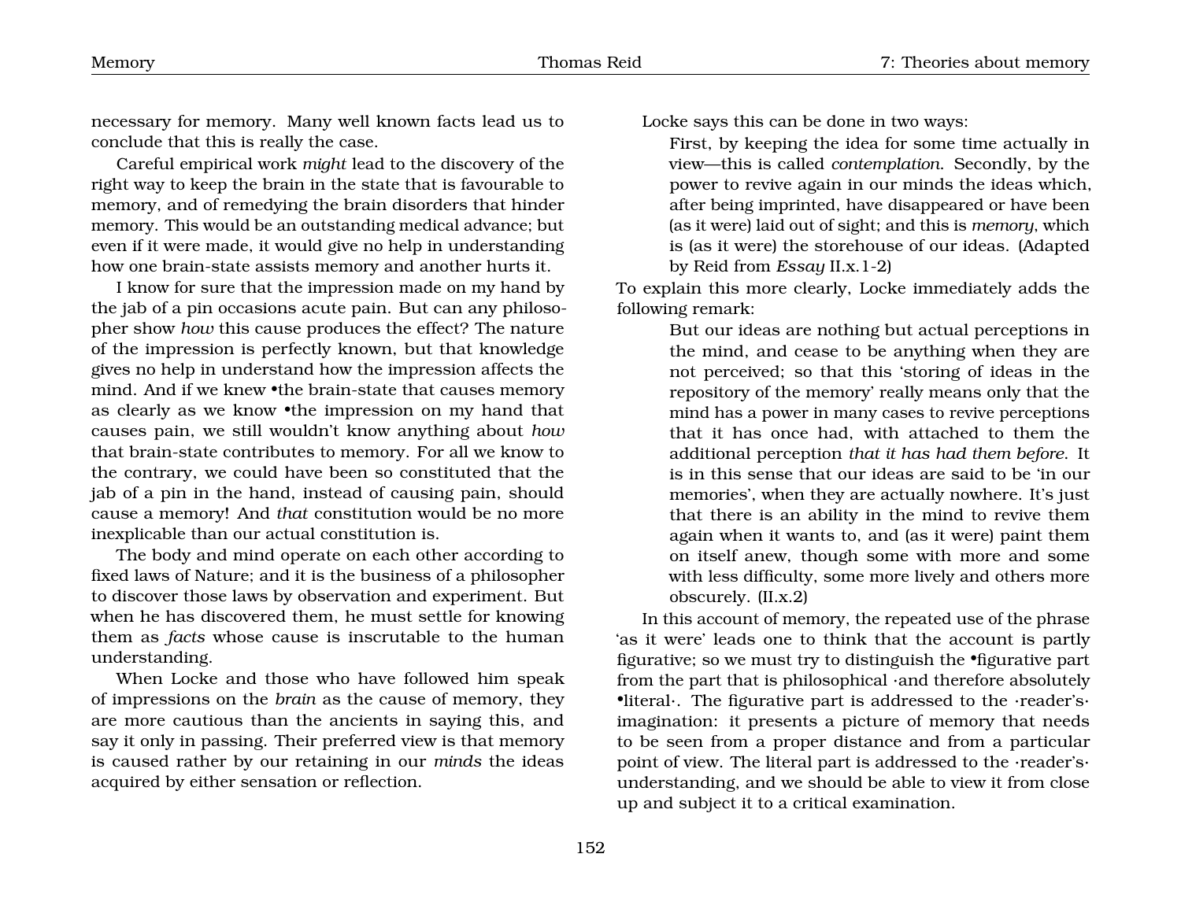necessary for memory. Many well known facts lead us to conclude that this is really the case.

Careful empirical work *might* lead to the discovery of the right way to keep the brain in the state that is favourable to memory, and of remedying the brain disorders that hinder memory. This would be an outstanding medical advance; but even if it were made, it would give no help in understanding how one brain-state assists memory and another hurts it.

I know for sure that the impression made on my hand by the jab of a pin occasions acute pain. But can any philosopher show *how* this cause produces the effect? The nature of the impression is perfectly known, but that knowledge gives no help in understand how the impression affects the mind. And if we knew •the brain-state that causes memory as clearly as we know •the impression on my hand that causes pain, we still wouldn't know anything about *how* that brain-state contributes to memory. For all we know to the contrary, we could have been so constituted that the jab of a pin in the hand, instead of causing pain, should cause a memory! And *that* constitution would be no more inexplicable than our actual constitution is.

The body and mind operate on each other according to fixed laws of Nature; and it is the business of a philosopher to discover those laws by observation and experiment. But when he has discovered them, he must settle for knowing them as *facts* whose cause is inscrutable to the human understanding.

When Locke and those who have followed him speak of impressions on the *brain* as the cause of memory, they are more cautious than the ancients in saying this, and say it only in passing. Their preferred view is that memory is caused rather by our retaining in our *minds* the ideas acquired by either sensation or reflection.

Locke says this can be done in two ways:

> First, by keeping the idea for some time actually in view—this is called *contemplation*. Secondly, by the power to revive again in our minds the ideas which, after being imprinted, have disappeared or have been (as it were) laid out of sight; and this is *memory*, which is (as it were) the storehouse of our ideas. (Adapted by Reid from *Essay* II.x.1-2)

To explain this more clearly, Locke immediately adds the following remark:

> But our ideas are nothing but actual perceptions in the mind, and cease to be anything when they are not perceived; so that this 'storing of ideas in the repository of the memory' really means only that the mind has a power in many cases to revive perceptions that it has once had, with attached to them the additional perception *that it has had them before*. It is in this sense that our ideas are said to be 'in our memories', when they are actually nowhere. It's just that there is an ability in the mind to revive them again when it wants to, and (as it were) paint them on itself anew, though some with more and some with less difficulty, some more lively and others more obscurely. (II.x.2)

In this account of memory, the repeated use of the phrase 'as it were' leads one to think that the account is partly figurative; so we must try to distinguish the •figurative part from the part that is philosophical ·and therefore absolutely •literal·. The figurative part is addressed to the ·reader's· imagination: it presents a picture of memory that needs to be seen from a proper distance and from a particular point of view. The literal part is addressed to the ·reader's· understanding, and we should be able to view it from close up and subject it to a critical examination.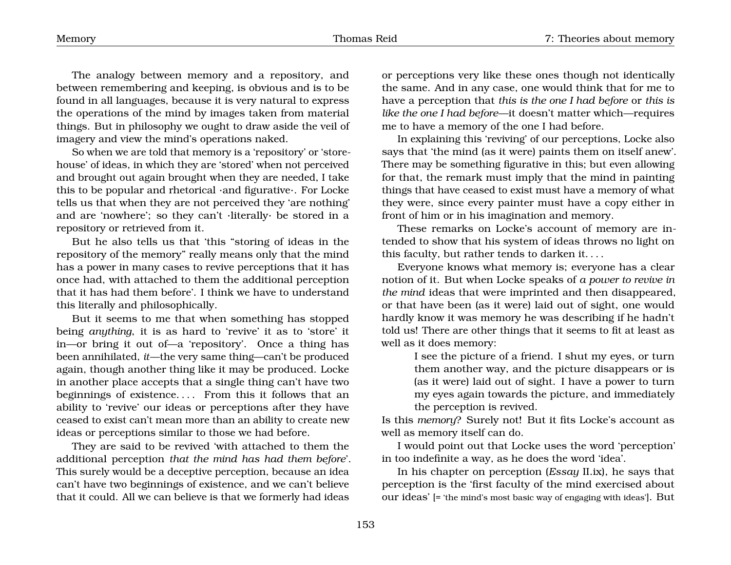The analogy between memory and a repository, and between remembering and keeping, is obvious and is to be found in all languages, because it is very natural to express the operations of the mind by images taken from material things. But in philosophy we ought to draw aside the veil of imagery and view the mind's operations naked.

So when we are told that memory is a 'repository' or 'storehouse' of ideas, in which they are 'stored' when not perceived and brought out again brought when they are needed, I take this to be popular and rhetorical ·and figurative·. For Locke tells us that when they are not perceived they 'are nothing' and are 'nowhere'; so they can't ·literally· be stored in a repository or retrieved from it.

But he also tells us that 'this "storing of ideas in the repository of the memory" really means only that the mind has a power in many cases to revive perceptions that it has once had, with attached to them the additional perception that it has had them before'. I think we have to understand this literally and philosophically.

But it seems to me that when something has stopped being *anything*, it is as hard to 'revive' it as to 'store' it in—or bring it out of—a 'repository'. Once a thing has been annihilated, *it*—the very same thing—can't be produced again, though another thing like it may be produced. Locke in another place accepts that a single thing can't have two beginnings of existence. . . . From this it follows that an ability to 'revive' our ideas or perceptions after they have ceased to exist can't mean more than an ability to create new ideas or perceptions similar to those we had before.

They are said to be revived 'with attached to them the additional perception *that the mind has had them before*'. This surely would be a deceptive perception, because an idea can't have two beginnings of existence, and we can't believe that it could. All we can believe is that we formerly had ideas or perceptions very like these ones though not identically the same. And in any case, one would think that for me to have a perception that *this is the one I had before* or *this is like the one I had before*—it doesn't matter which—requires me to have a memory of the one I had before.

In explaining this 'reviving' of our perceptions, Locke also says that 'the mind (as it were) paints them on itself anew'. There may be something figurative in this; but even allowing for that, the remark must imply that the mind in painting things that have ceased to exist must have a memory of what they were, since every painter must have a copy either in front of him or in his imagination and memory.

These remarks on Locke's account of memory are intended to show that his system of ideas throws no light on this faculty, but rather tends to darken it. . . .

Everyone knows what memory is; everyone has a clear notion of it. But when Locke speaks of *a power to revive in the mind* ideas that were imprinted and then disappeared, or that have been (as it were) laid out of sight, one would hardly know it was memory he was describing if he hadn't told us! There are other things that it seems to fit at least as well as it does memory:

> I see the picture of a friend. I shut my eyes, or turn them another way, and the picture disappears or is (as it were) laid out of sight. I have a power to turn my eyes again towards the picture, and immediately the perception is revived.

Is this *memory*? Surely not! But it fits Locke's account as well as memory itself can do.

I would point out that Locke uses the word 'perception' in too indefinite a way, as he does the word 'idea'.

In his chapter on perception (*Essay* II.ix), he says that perception is the 'first faculty of the mind exercised about our ideas' [= 'the mind's most basic way of engaging with ideas']. But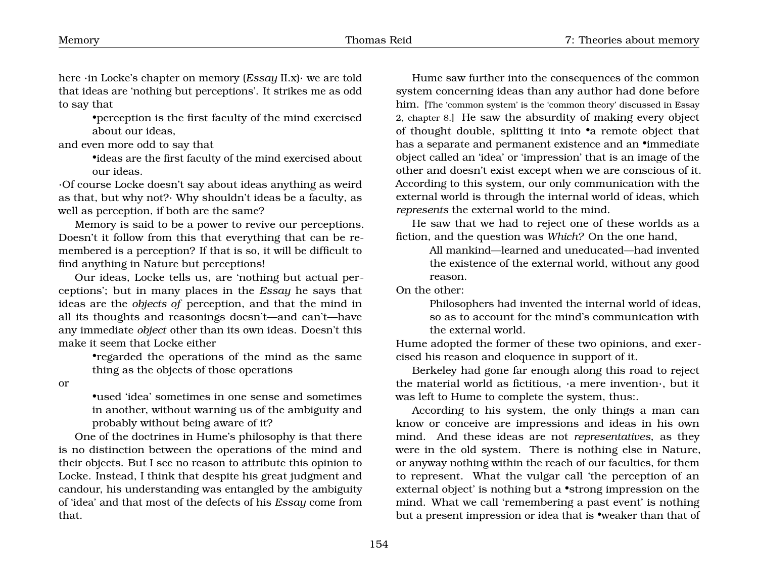here ·in Locke's chapter on memory (*Essay* II.x)· we are told that ideas are 'nothing but perceptions'. It strikes me as odd to say that

> •perception is the first faculty of the mind exercised about our ideas,

and even more odd to say that

> •ideas are the first faculty of the mind exercised about our ideas.

·Of course Locke doesn't say about ideas anything as weird as that, but why not?· Why shouldn't ideas be a faculty, as well as perception, if both are the same?

Memory is said to be a power to revive our perceptions. Doesn't it follow from this that everything that can be remembered is a perception? If that is so, it will be difficult to find anything in Nature but perceptions!

Our ideas, Locke tells us, are 'nothing but actual perceptions'; but in many places in the *Essay* he says that ideas are the *objects of* perception, and that the mind in all its thoughts and reasonings doesn't—and can't—have any immediate *object* other than its own ideas. Doesn't this make it seem that Locke either

> •regarded the operations of the mind as the same thing as the objects of those operations

or

> •used 'idea' sometimes in one sense and sometimes in another, without warning us of the ambiguity and probably without being aware of it?

One of the doctrines in Hume's philosophy is that there is no distinction between the operations of the mind and their objects. But I see no reason to attribute this opinion to Locke. Instead, I think that despite his great judgment and candour, his understanding was entangled by the ambiguity of 'idea' and that most of the defects of his *Essay* come from that.

Hume saw further into the consequences of the common system concerning ideas than any author had done before him. [The 'common system' is the 'common theory' discussed in Essay 2, chapter 8.] He saw the absurdity of making every object of thought double, splitting it into •a remote object that has a separate and permanent existence and an •immediate object called an 'idea' or 'impression' that is an image of the other and doesn't exist except when we are conscious of it. According to this system, our only communication with the external world is through the internal world of ideas, which *represents* the external world to the mind.

He saw that we had to reject one of these worlds as a fiction, and the question was *Which?* On the one hand,

> All mankind—learned and uneducated—had invented the existence of the external world, without any good reason.

On the other:

> Philosophers had invented the internal world of ideas, so as to account for the mind's communication with the external world.

Hume adopted the former of these two opinions, and exercised his reason and eloquence in support of it.

Berkeley had gone far enough along this road to reject the material world as fictitious, ·a mere invention·, but it was left to Hume to complete the system, thus:.

According to his system, the only things a man can know or conceive are impressions and ideas in his own mind. And these ideas are not *representatives*, as they were in the old system. There is nothing else in Nature, or anyway nothing within the reach of our faculties, for them to represent. What the vulgar call 'the perception of an external object' is nothing but a •strong impression on the mind. What we call 'remembering a past event' is nothing but a present impression or idea that is •weaker than that of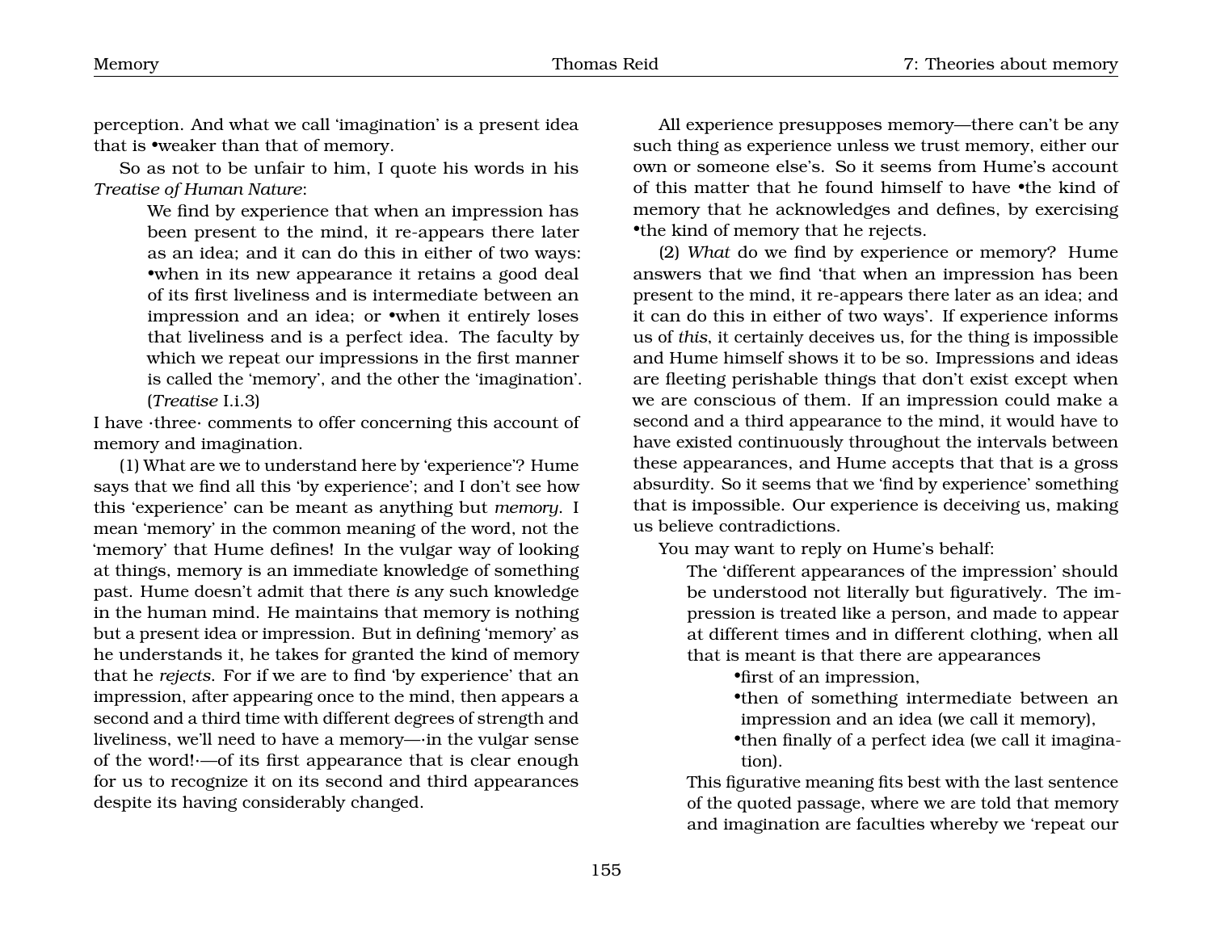perception. And what we call 'imagination' is a present idea that is •weaker than that of memory.

So as not to be unfair to him, I quote his words in his *Treatise of Human Nature*:

> We find by experience that when an impression has been present to the mind, it re-appears there later as an idea; and it can do this in either of two ways: •when in its new appearance it retains a good deal of its first liveliness and is intermediate between an impression and an idea; or •when it entirely loses that liveliness and is a perfect idea. The faculty by which we repeat our impressions in the first manner is called the 'memory', and the other the 'imagination'. (*Treatise* I.i.3)

I have ·three· comments to offer concerning this account of memory and imagination.

(1) What are we to understand here by 'experience'? Hume says that we find all this 'by experience'; and I don't see how this 'experience' can be meant as anything but *memory*. I mean 'memory' in the common meaning of the word, not the 'memory' that Hume defines! In the vulgar way of looking at things, memory is an immediate knowledge of something past. Hume doesn't admit that there *is* any such knowledge in the human mind. He maintains that memory is nothing but a present idea or impression. But in defining 'memory' as he understands it, he takes for granted the kind of memory that he *rejects*. For if we are to find 'by experience' that an impression, after appearing once to the mind, then appears a second and a third time with different degrees of strength and liveliness, we'll need to have a memory—·in the vulgar sense of the word!·—of its first appearance that is clear enough for us to recognize it on its second and third appearances despite its having considerably changed.

All experience presupposes memory—there can't be any such thing as experience unless we trust memory, either our own or someone else's. So it seems from Hume's account of this matter that he found himself to have •the kind of memory that he acknowledges and defines, by exercising •the kind of memory that he rejects.

(2) *What* do we find by experience or memory? Hume answers that we find 'that when an impression has been present to the mind, it re-appears there later as an idea; and it can do this in either of two ways'. If experience informs us of *this*, it certainly deceives us, for the thing is impossible and Hume himself shows it to be so. Impressions and ideas are fleeting perishable things that don't exist except when we are conscious of them. If an impression could make a second and a third appearance to the mind, it would have to have existed continuously throughout the intervals between these appearances, and Hume accepts that that is a gross absurdity. So it seems that we 'find by experience' something that is impossible. Our experience is deceiving us, making us believe contradictions.

You may want to reply on Hume's behalf:

> The 'different appearances of the impression' should be understood not literally but figuratively. The impression is treated like a person, and made to appear at different times and in different clothing, when all that is meant is that there are appearances
>
> •first of an impression,
>
> •then of something intermediate between an impression and an idea (we call it memory),
>
> •then finally of a perfect idea (we call it imagination).
>
> This figurative meaning fits best with the last sentence of the quoted passage, where we are told that memory and imagination are faculties whereby we 'repeat our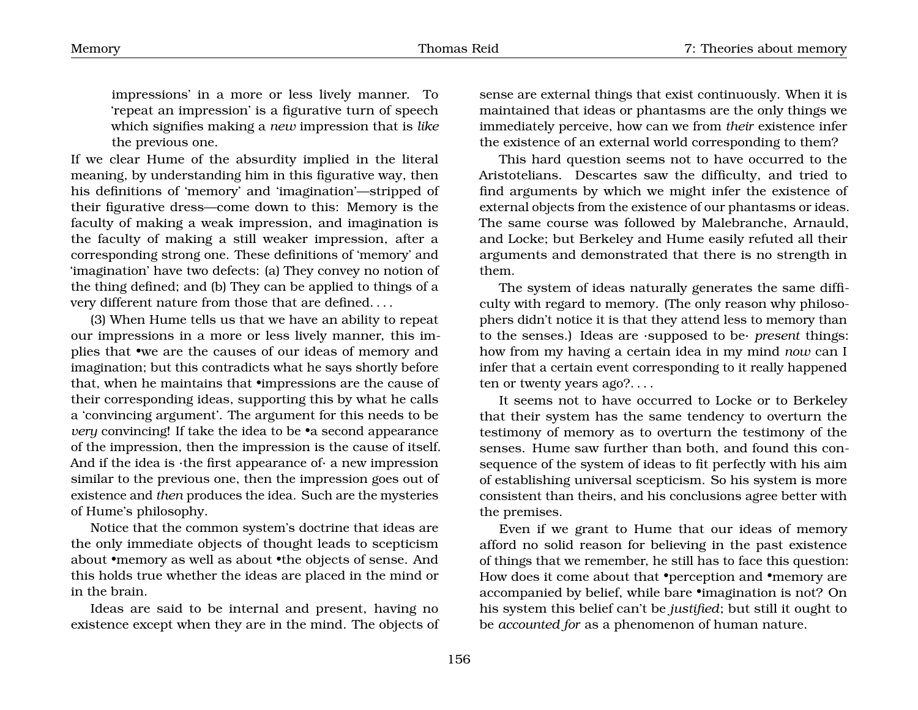impressions' in a more or less lively manner. To 'repeat an impression' is a figurative turn of speech which signifies making a *new* impression that is *like* the previous one.

If we clear Hume of the absurdity implied in the literal meaning, by understanding him in this figurative way, then his definitions of 'memory' and 'imagination'—stripped of their figurative dress—come down to this: Memory is the faculty of making a weak impression, and imagination is the faculty of making a still weaker impression, after a corresponding strong one. These definitions of 'memory' and 'imagination' have two defects: (a) They convey no notion of the thing defined; and (b) They can be applied to things of a very different nature from those that are defined. . . .

(3) When Hume tells us that we have an ability to repeat our impressions in a more or less lively manner, this implies that •we are the causes of our ideas of memory and imagination; but this contradicts what he says shortly before that, when he maintains that •impressions are the cause of their corresponding ideas, supporting this by what he calls a 'convincing argument'. The argument for this needs to be *very* convincing! If take the idea to be •a second appearance of the impression, then the impression is the cause of itself. And if the idea is ·the first appearance of· a new impression similar to the previous one, then the impression goes out of existence and *then* produces the idea. Such are the mysteries of Hume's philosophy.

Notice that the common system's doctrine that ideas are the only immediate objects of thought leads to scepticism about •memory as well as about •the objects of sense. And this holds true whether the ideas are placed in the mind or in the brain.

Ideas are said to be internal and present, having no existence except when they are in the mind. The objects of sense are external things that exist continuously. When it is maintained that ideas or phantasms are the only things we immediately perceive, how can we from *their* existence infer the existence of an external world corresponding to them?

This hard question seems not to have occurred to the Aristotelians. Descartes saw the difficulty, and tried to find arguments by which we might infer the existence of external objects from the existence of our phantasms or ideas. The same course was followed by Malebranche, Arnauld, and Locke; but Berkeley and Hume easily refuted all their arguments and demonstrated that there is no strength in them.

The system of ideas naturally generates the same difficulty with regard to memory. (The only reason why philosophers didn't notice it is that they attend less to memory than to the senses.) Ideas are ·supposed to be· *present* things: how from my having a certain idea in my mind *now* can I infer that a certain event corresponding to it really happened ten or twenty years ago?. . . .

It seems not to have occurred to Locke or to Berkeley that their system has the same tendency to overturn the testimony of memory as to overturn the testimony of the senses. Hume saw further than both, and found this consequence of the system of ideas to fit perfectly with his aim of establishing universal scepticism. So his system is more consistent than theirs, and his conclusions agree better with the premises.

Even if we grant to Hume that our ideas of memory afford no solid reason for believing in the past existence of things that we remember, he still has to face this question: How does it come about that •perception and •memory are accompanied by belief, while bare •imagination is not? On his system this belief can't be *justified*; but still it ought to be *accounted for* as a phenomenon of human nature.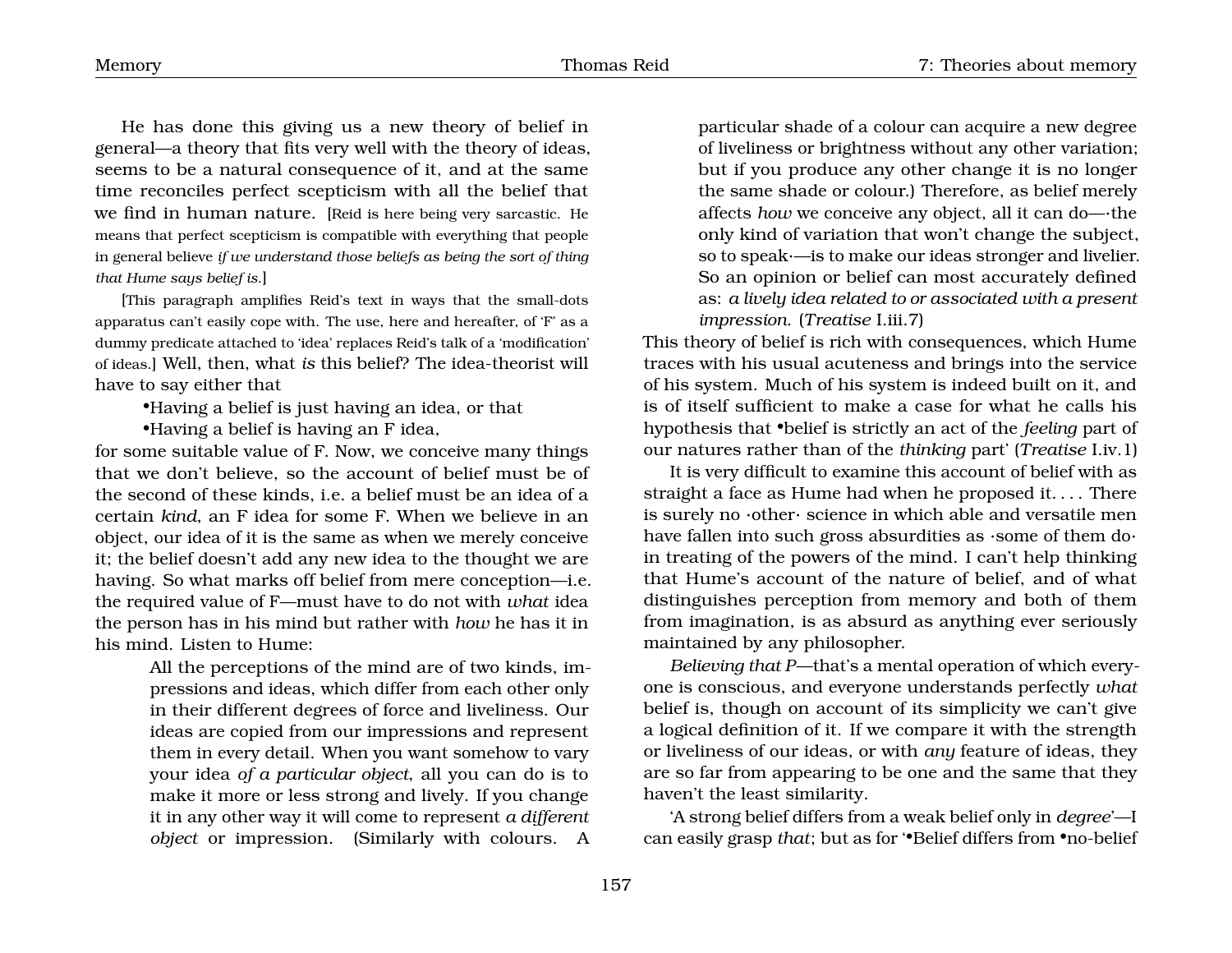He has done this giving us a new theory of belief in general—a theory that fits very well with the theory of ideas, seems to be a natural consequence of it, and at the same time reconciles perfect scepticism with all the belief that we find in human nature. [Reid is here being very sarcastic. He means that perfect scepticism is compatible with everything that people in general believe *if we understand those beliefs as being the sort of thing that Hume says belief is.*]

[This paragraph amplifies Reid's text in ways that the small-dots apparatus can't easily cope with. The use, here and hereafter, of 'F' as a dummy predicate attached to 'idea' replaces Reid's talk of a 'modification' of ideas.] Well, then, what *is* this belief? The idea-theorist will have to say either that

•Having a belief is just having an idea, or that

•Having a belief is having an F idea,

for some suitable value of F. Now, we conceive many things that we don't believe, so the account of belief must be of the second of these kinds, i.e. a belief must be an idea of a certain *kind*, an F idea for some F. When we believe in an object, our idea of it is the same as when we merely conceive it; the belief doesn't add any new idea to the thought we are having. So what marks off belief from mere conception—i.e. the required value of F—must have to do not with *what* idea the person has in his mind but rather with *how* he has it in his mind. Listen to Hume:

> All the perceptions of the mind are of two kinds, impressions and ideas, which differ from each other only in their different degrees of force and liveliness. Our ideas are copied from our impressions and represent them in every detail. When you want somehow to vary your idea *of a particular object*, all you can do is to make it more or less strong and lively. If you change it in any other way it will come to represent *a different object* or impression. (Similarly with colours. A particular shade of a colour can acquire a new degree of liveliness or brightness without any other variation; but if you produce any other change it is no longer the same shade or colour.) Therefore, as belief merely affects *how* we conceive any object, all it can do—·the only kind of variation that won't change the subject, so to speak·—is to make our ideas stronger and livelier. So an opinion or belief can most accurately defined as: *a lively idea related to or associated with a present impression.* (*Treatise* I.iii.7)

This theory of belief is rich with consequences, which Hume traces with his usual acuteness and brings into the service of his system. Much of his system is indeed built on it, and is of itself sufficient to make a case for what he calls his hypothesis that •belief is strictly an act of the *feeling* part of our natures rather than of the *thinking* part' (*Treatise* I.iv.1)

It is very difficult to examine this account of belief with as straight a face as Hume had when he proposed it. . . . There is surely no ·other· science in which able and versatile men have fallen into such gross absurdities as ·some of them do· in treating of the powers of the mind. I can't help thinking that Hume's account of the nature of belief, and of what distinguishes perception from memory and both of them from imagination, is as absurd as anything ever seriously maintained by any philosopher.

*Believing that P*—that's a mental operation of which everyone is conscious, and everyone understands perfectly *what* belief is, though on account of its simplicity we can't give a logical definition of it. If we compare it with the strength or liveliness of our ideas, or with *any* feature of ideas, they are so far from appearing to be one and the same that they haven't the least similarity.

'A strong belief differs from a weak belief only in *degree*'—I can easily grasp *that*; but as for '•Belief differs from •no-belief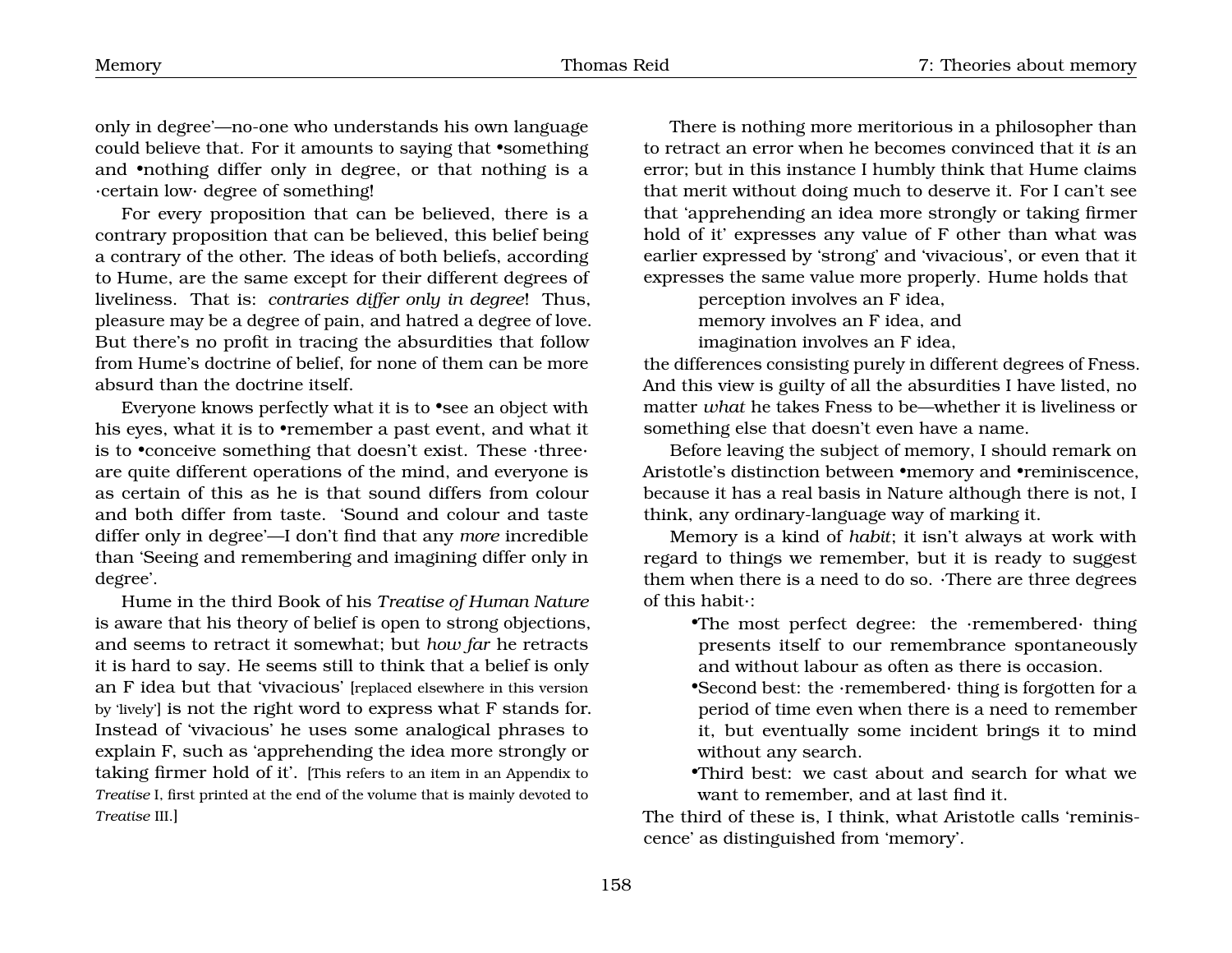only in degree'—no-one who understands his own language could believe that. For it amounts to saying that •something and •nothing differ only in degree, or that nothing is a ·certain low· degree of something!

For every proposition that can be believed, there is a contrary proposition that can be believed, this belief being a contrary of the other. The ideas of both beliefs, according to Hume, are the same except for their different degrees of liveliness. That is: *contraries differ only in degree*! Thus, pleasure may be a degree of pain, and hatred a degree of love. But there's no profit in tracing the absurdities that follow from Hume's doctrine of belief, for none of them can be more absurd than the doctrine itself.

Everyone knows perfectly what it is to •see an object with his eyes, what it is to •remember a past event, and what it is to •conceive something that doesn't exist. These ·three· are quite different operations of the mind, and everyone is as certain of this as he is that sound differs from colour and both differ from taste. 'Sound and colour and taste differ only in degree'—I don't find that any *more* incredible than 'Seeing and remembering and imagining differ only in degree'.

Hume in the third Book of his *Treatise of Human Nature* is aware that his theory of belief is open to strong objections, and seems to retract it somewhat; but *how far* he retracts it is hard to say. He seems still to think that a belief is only an F idea but that 'vivacious' [replaced elsewhere in this version by 'lively'] is not the right word to express what F stands for. Instead of 'vivacious' he uses some analogical phrases to explain F, such as 'apprehending the idea more strongly or taking firmer hold of it'. [This refers to an item in an Appendix to *Treatise* I, first printed at the end of the volume that is mainly devoted to *Treatise* III.]

There is nothing more meritorious in a philosopher than to retract an error when he becomes convinced that it *is* an error; but in this instance I humbly think that Hume claims that merit without doing much to deserve it. For I can't see that 'apprehending an idea more strongly or taking firmer hold of it' expresses any value of F other than what was earlier expressed by 'strong' and 'vivacious', or even that it expresses the same value more properly. Hume holds that

> perception involves an F idea,
> memory involves an F idea, and
> imagination involves an F idea,

the differences consisting purely in different degrees of Fness. And this view is guilty of all the absurdities I have listed, no matter *what* he takes Fness to be—whether it is liveliness or something else that doesn't even have a name.

Before leaving the subject of memory, I should remark on Aristotle's distinction between •memory and •reminiscence, because it has a real basis in Nature although there is not, I think, any ordinary-language way of marking it.

Memory is a kind of *habit*; it isn't always at work with regard to things we remember, but it is ready to suggest them when there is a need to do so. ·There are three degrees of this habit·:

- The most perfect degree: the ·remembered· thing presents itself to our remembrance spontaneously and without labour as often as there is occasion.
- Second best: the ·remembered· thing is forgotten for a period of time even when there is a need to remember it, but eventually some incident brings it to mind without any search.
- Third best: we cast about and search for what we want to remember, and at last find it.

The third of these is, I think, what Aristotle calls 'reminiscence' as distinguished from 'memory'.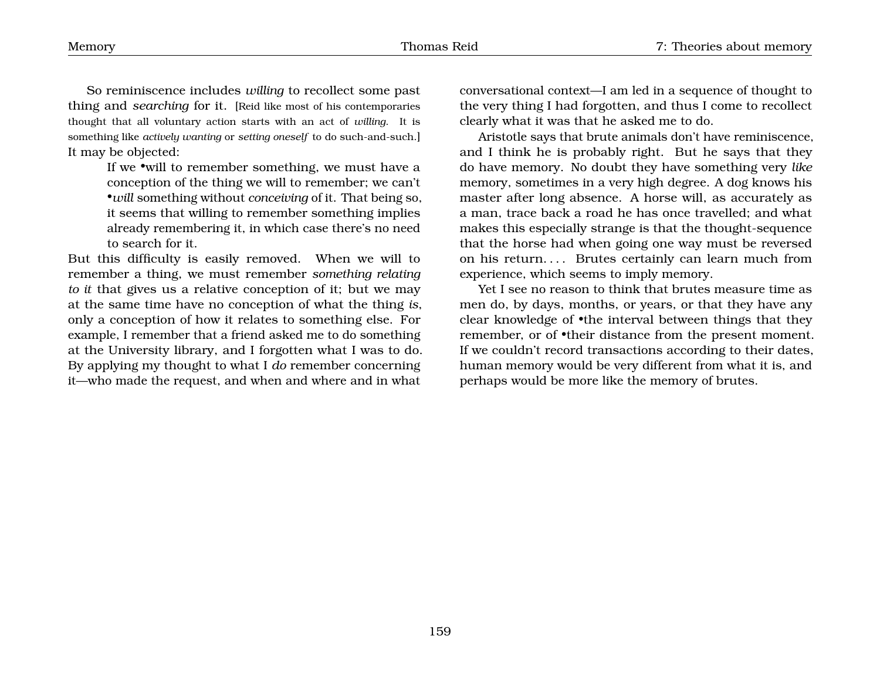So reminiscence includes *willing* to recollect some past thing and *searching* for it. [Reid like most of his contemporaries thought that all voluntary action starts with an act of *willing*. It is something like *actively wanting* or *setting oneself* to do such-and-such.] It may be objected:

> If we •will to remember something, we must have a conception of the thing we will to remember; we can't •*will* something without *conceiving* of it. That being so, it seems that willing to remember something implies already remembering it, in which case there's no need to search for it.

But this difficulty is easily removed. When we will to remember a thing, we must remember *something relating to it* that gives us a relative conception of it; but we may at the same time have no conception of what the thing *is*, only a conception of how it relates to something else. For example, I remember that a friend asked me to do something at the University library, and I forgotten what I was to do. By applying my thought to what I *do* remember concerning it—who made the request, and when and where and in what conversational context—I am led in a sequence of thought to the very thing I had forgotten, and thus I come to recollect clearly what it was that he asked me to do.

Aristotle says that brute animals don't have reminiscence, and I think he is probably right. But he says that they do have memory. No doubt they have something very *like* memory, sometimes in a very high degree. A dog knows his master after long absence. A horse will, as accurately as a man, trace back a road he has once travelled; and what makes this especially strange is that the thought-sequence that the horse had when going one way must be reversed on his return. . . . Brutes certainly can learn much from experience, which seems to imply memory.

Yet I see no reason to think that brutes measure time as men do, by days, months, or years, or that they have any clear knowledge of •the interval between things that they remember, or of •their distance from the present moment. If we couldn't record transactions according to their dates, human memory would be very different from what it is, and perhaps would be more like the memory of brutes.